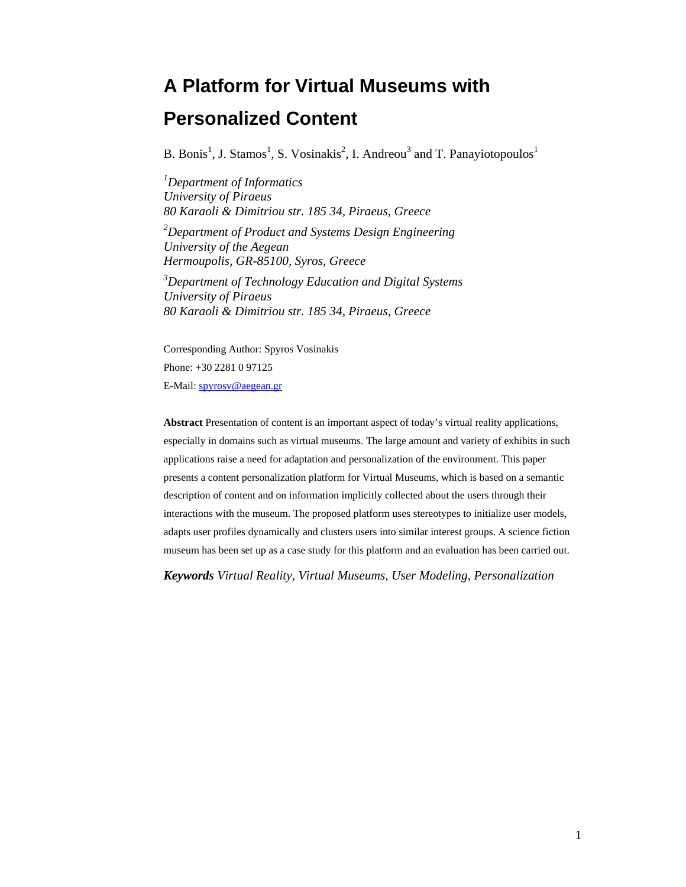# A Platform for Virtual Museums with Personalized Content

B. Bonis[1], J. Stamos[1], S. Vosinakis[2], I. Andreou[3] and T. Panayiotopoulos[1]

[1]*Department of Informatics*
*University of Piraeus*
*80 Karaoli & Dimitriou str. 185 34, Piraeus, Greece*

[2]*Department of Product and Systems Design Engineering*
*University of the Aegean*
*Hermoupolis, GR-85100, Syros, Greece*

[3]*Department of Technology Education and Digital Systems*
*University of Piraeus*
*80 Karaoli & Dimitriou str. 185 34, Piraeus, Greece*

Corresponding Author: Spyros Vosinakis

Phone: +30 2281 0 97125

E-Mail: spyrosv@aegean.gr

**Abstract** Presentation of content is an important aspect of today's virtual reality applications, especially in domains such as virtual museums. The large amount and variety of exhibits in such applications raise a need for adaptation and personalization of the environment. This paper presents a content personalization platform for Virtual Museums, which is based on a semantic description of content and on information implicitly collected about the users through their interactions with the museum. The proposed platform uses stereotypes to initialize user models, adapts user profiles dynamically and clusters users into similar interest groups. A science fiction museum has been set up as a case study for this platform and an evaluation has been carried out.

***Keywords*** *Virtual Reality, Virtual Museums, User Modeling, Personalization*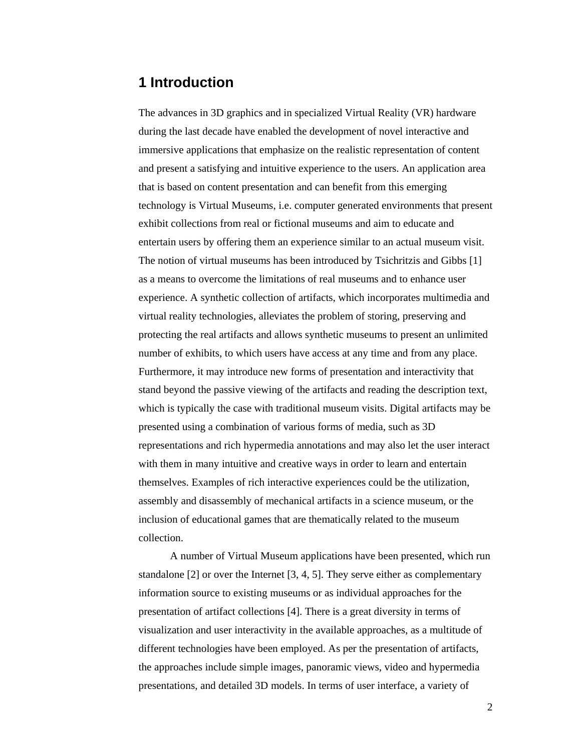# 1 Introduction

The advances in 3D graphics and in specialized Virtual Reality (VR) hardware during the last decade have enabled the development of novel interactive and immersive applications that emphasize on the realistic representation of content and present a satisfying and intuitive experience to the users. An application area that is based on content presentation and can benefit from this emerging technology is Virtual Museums, i.e. computer generated environments that present exhibit collections from real or fictional museums and aim to educate and entertain users by offering them an experience similar to an actual museum visit. The notion of virtual museums has been introduced by Tsichritzis and Gibbs [1] as a means to overcome the limitations of real museums and to enhance user experience. A synthetic collection of artifacts, which incorporates multimedia and virtual reality technologies, alleviates the problem of storing, preserving and protecting the real artifacts and allows synthetic museums to present an unlimited number of exhibits, to which users have access at any time and from any place. Furthermore, it may introduce new forms of presentation and interactivity that stand beyond the passive viewing of the artifacts and reading the description text, which is typically the case with traditional museum visits. Digital artifacts may be presented using a combination of various forms of media, such as 3D representations and rich hypermedia annotations and may also let the user interact with them in many intuitive and creative ways in order to learn and entertain themselves. Examples of rich interactive experiences could be the utilization, assembly and disassembly of mechanical artifacts in a science museum, or the inclusion of educational games that are thematically related to the museum collection.

A number of Virtual Museum applications have been presented, which run standalone [2] or over the Internet [3, 4, 5]. They serve either as complementary information source to existing museums or as individual approaches for the presentation of artifact collections [4]. There is a great diversity in terms of visualization and user interactivity in the available approaches, as a multitude of different technologies have been employed. As per the presentation of artifacts, the approaches include simple images, panoramic views, video and hypermedia presentations, and detailed 3D models. In terms of user interface, a variety of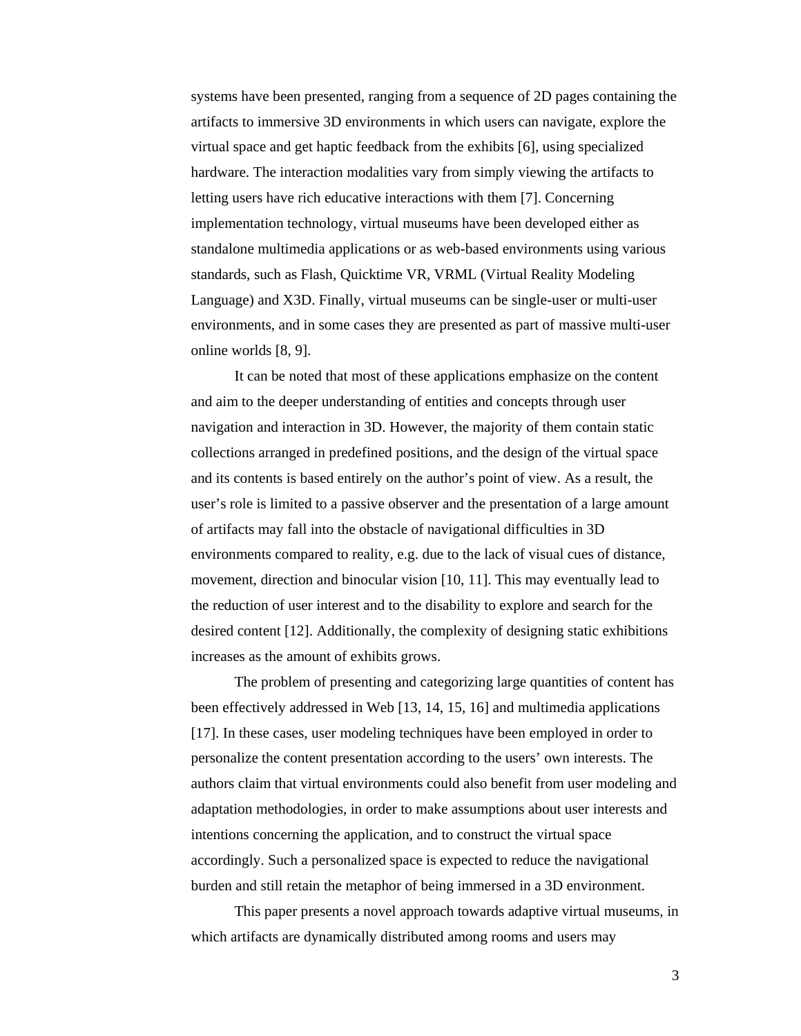systems have been presented, ranging from a sequence of 2D pages containing the artifacts to immersive 3D environments in which users can navigate, explore the virtual space and get haptic feedback from the exhibits [6], using specialized hardware. The interaction modalities vary from simply viewing the artifacts to letting users have rich educative interactions with them [7]. Concerning implementation technology, virtual museums have been developed either as standalone multimedia applications or as web-based environments using various standards, such as Flash, Quicktime VR, VRML (Virtual Reality Modeling Language) and X3D. Finally, virtual museums can be single-user or multi-user environments, and in some cases they are presented as part of massive multi-user online worlds [8, 9].

It can be noted that most of these applications emphasize on the content and aim to the deeper understanding of entities and concepts through user navigation and interaction in 3D. However, the majority of them contain static collections arranged in predefined positions, and the design of the virtual space and its contents is based entirely on the author's point of view. As a result, the user's role is limited to a passive observer and the presentation of a large amount of artifacts may fall into the obstacle of navigational difficulties in 3D environments compared to reality, e.g. due to the lack of visual cues of distance, movement, direction and binocular vision [10, 11]. This may eventually lead to the reduction of user interest and to the disability to explore and search for the desired content [12]. Additionally, the complexity of designing static exhibitions increases as the amount of exhibits grows.

The problem of presenting and categorizing large quantities of content has been effectively addressed in Web [13, 14, 15, 16] and multimedia applications [17]. In these cases, user modeling techniques have been employed in order to personalize the content presentation according to the users' own interests. The authors claim that virtual environments could also benefit from user modeling and adaptation methodologies, in order to make assumptions about user interests and intentions concerning the application, and to construct the virtual space accordingly. Such a personalized space is expected to reduce the navigational burden and still retain the metaphor of being immersed in a 3D environment.

This paper presents a novel approach towards adaptive virtual museums, in which artifacts are dynamically distributed among rooms and users may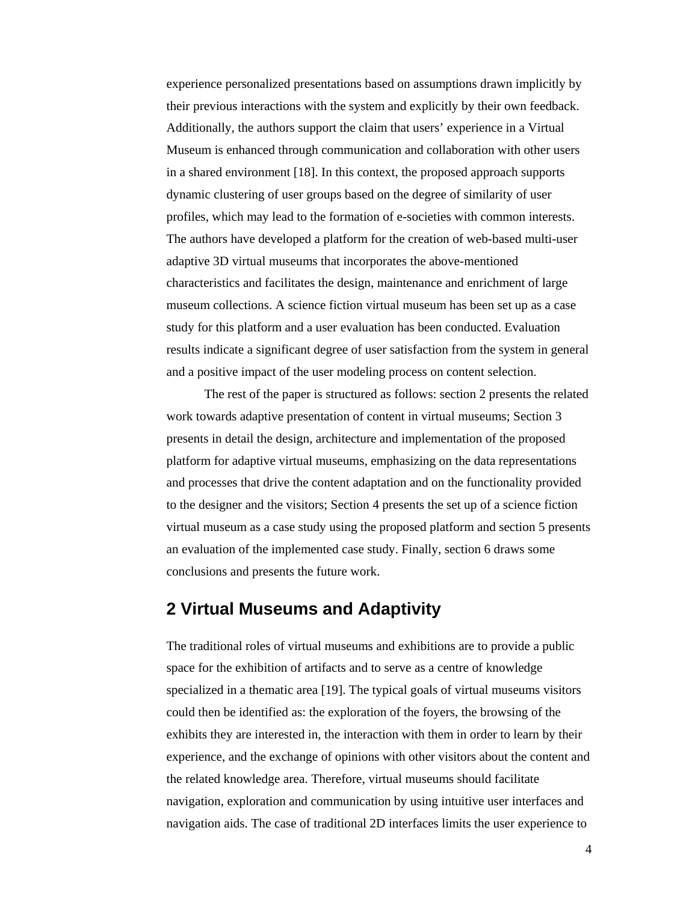experience personalized presentations based on assumptions drawn implicitly by their previous interactions with the system and explicitly by their own feedback. Additionally, the authors support the claim that users' experience in a Virtual Museum is enhanced through communication and collaboration with other users in a shared environment [18]. In this context, the proposed approach supports dynamic clustering of user groups based on the degree of similarity of user profiles, which may lead to the formation of e-societies with common interests. The authors have developed a platform for the creation of web-based multi-user adaptive 3D virtual museums that incorporates the above-mentioned characteristics and facilitates the design, maintenance and enrichment of large museum collections. A science fiction virtual museum has been set up as a case study for this platform and a user evaluation has been conducted. Evaluation results indicate a significant degree of user satisfaction from the system in general and a positive impact of the user modeling process on content selection.

The rest of the paper is structured as follows: section 2 presents the related work towards adaptive presentation of content in virtual museums; Section 3 presents in detail the design, architecture and implementation of the proposed platform for adaptive virtual museums, emphasizing on the data representations and processes that drive the content adaptation and on the functionality provided to the designer and the visitors; Section 4 presents the set up of a science fiction virtual museum as a case study using the proposed platform and section 5 presents an evaluation of the implemented case study. Finally, section 6 draws some conclusions and presents the future work.

## 2 Virtual Museums and Adaptivity

The traditional roles of virtual museums and exhibitions are to provide a public space for the exhibition of artifacts and to serve as a centre of knowledge specialized in a thematic area [19]. The typical goals of virtual museums visitors could then be identified as: the exploration of the foyers, the browsing of the exhibits they are interested in, the interaction with them in order to learn by their experience, and the exchange of opinions with other visitors about the content and the related knowledge area. Therefore, virtual museums should facilitate navigation, exploration and communication by using intuitive user interfaces and navigation aids. The case of traditional 2D interfaces limits the user experience to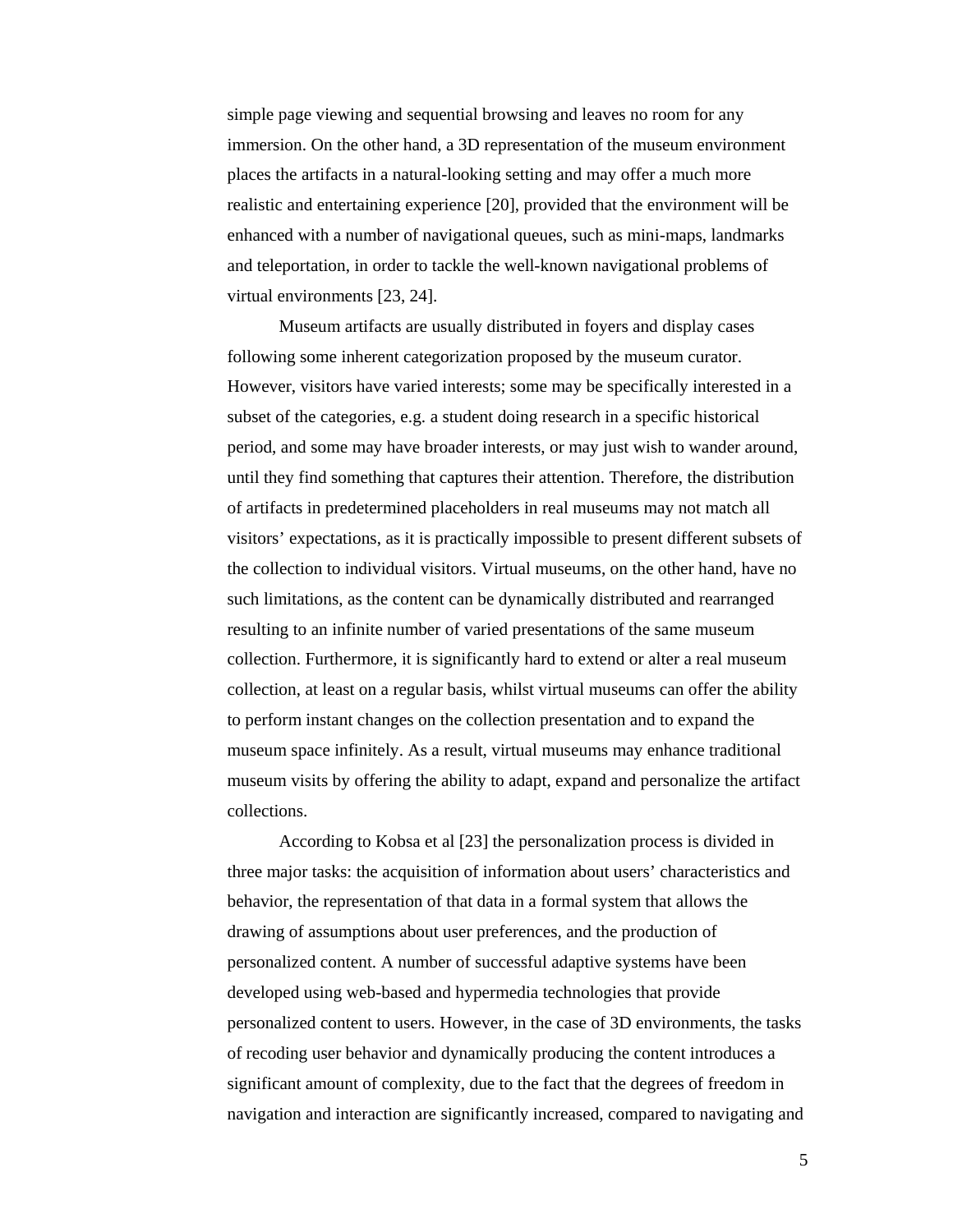simple page viewing and sequential browsing and leaves no room for any immersion. On the other hand, a 3D representation of the museum environment places the artifacts in a natural-looking setting and may offer a much more realistic and entertaining experience [20], provided that the environment will be enhanced with a number of navigational queues, such as mini-maps, landmarks and teleportation, in order to tackle the well-known navigational problems of virtual environments [23, 24].

Museum artifacts are usually distributed in foyers and display cases following some inherent categorization proposed by the museum curator. However, visitors have varied interests; some may be specifically interested in a subset of the categories, e.g. a student doing research in a specific historical period, and some may have broader interests, or may just wish to wander around, until they find something that captures their attention. Therefore, the distribution of artifacts in predetermined placeholders in real museums may not match all visitors' expectations, as it is practically impossible to present different subsets of the collection to individual visitors. Virtual museums, on the other hand, have no such limitations, as the content can be dynamically distributed and rearranged resulting to an infinite number of varied presentations of the same museum collection. Furthermore, it is significantly hard to extend or alter a real museum collection, at least on a regular basis, whilst virtual museums can offer the ability to perform instant changes on the collection presentation and to expand the museum space infinitely. As a result, virtual museums may enhance traditional museum visits by offering the ability to adapt, expand and personalize the artifact collections.

According to Kobsa et al [23] the personalization process is divided in three major tasks: the acquisition of information about users' characteristics and behavior, the representation of that data in a formal system that allows the drawing of assumptions about user preferences, and the production of personalized content. A number of successful adaptive systems have been developed using web-based and hypermedia technologies that provide personalized content to users. However, in the case of 3D environments, the tasks of recoding user behavior and dynamically producing the content introduces a significant amount of complexity, due to the fact that the degrees of freedom in navigation and interaction are significantly increased, compared to navigating and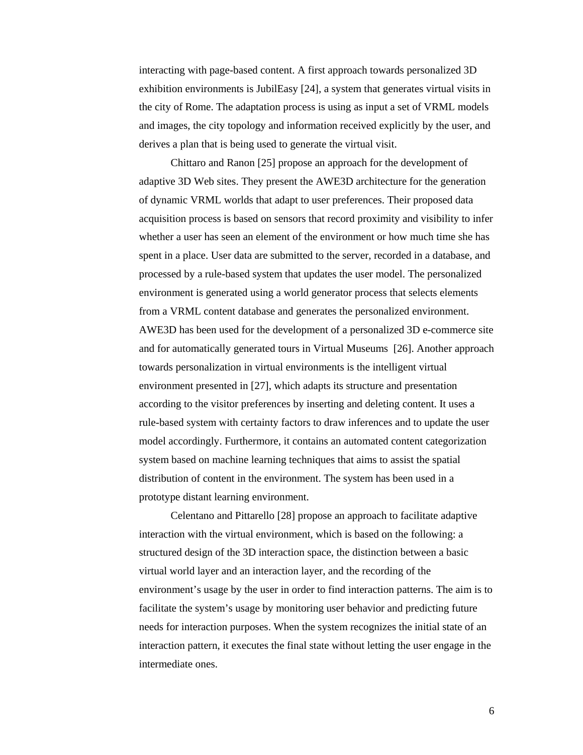interacting with page-based content. A first approach towards personalized 3D exhibition environments is JubilEasy [24], a system that generates virtual visits in the city of Rome. The adaptation process is using as input a set of VRML models and images, the city topology and information received explicitly by the user, and derives a plan that is being used to generate the virtual visit.

Chittaro and Ranon [25] propose an approach for the development of adaptive 3D Web sites. They present the AWE3D architecture for the generation of dynamic VRML worlds that adapt to user preferences. Their proposed data acquisition process is based on sensors that record proximity and visibility to infer whether a user has seen an element of the environment or how much time she has spent in a place. User data are submitted to the server, recorded in a database, and processed by a rule-based system that updates the user model. The personalized environment is generated using a world generator process that selects elements from a VRML content database and generates the personalized environment. AWE3D has been used for the development of a personalized 3D e-commerce site and for automatically generated tours in Virtual Museums [26]. Another approach towards personalization in virtual environments is the intelligent virtual environment presented in [27], which adapts its structure and presentation according to the visitor preferences by inserting and deleting content. It uses a rule-based system with certainty factors to draw inferences and to update the user model accordingly. Furthermore, it contains an automated content categorization system based on machine learning techniques that aims to assist the spatial distribution of content in the environment. The system has been used in a prototype distant learning environment.

Celentano and Pittarello [28] propose an approach to facilitate adaptive interaction with the virtual environment, which is based on the following: a structured design of the 3D interaction space, the distinction between a basic virtual world layer and an interaction layer, and the recording of the environment's usage by the user in order to find interaction patterns. The aim is to facilitate the system's usage by monitoring user behavior and predicting future needs for interaction purposes. When the system recognizes the initial state of an interaction pattern, it executes the final state without letting the user engage in the intermediate ones.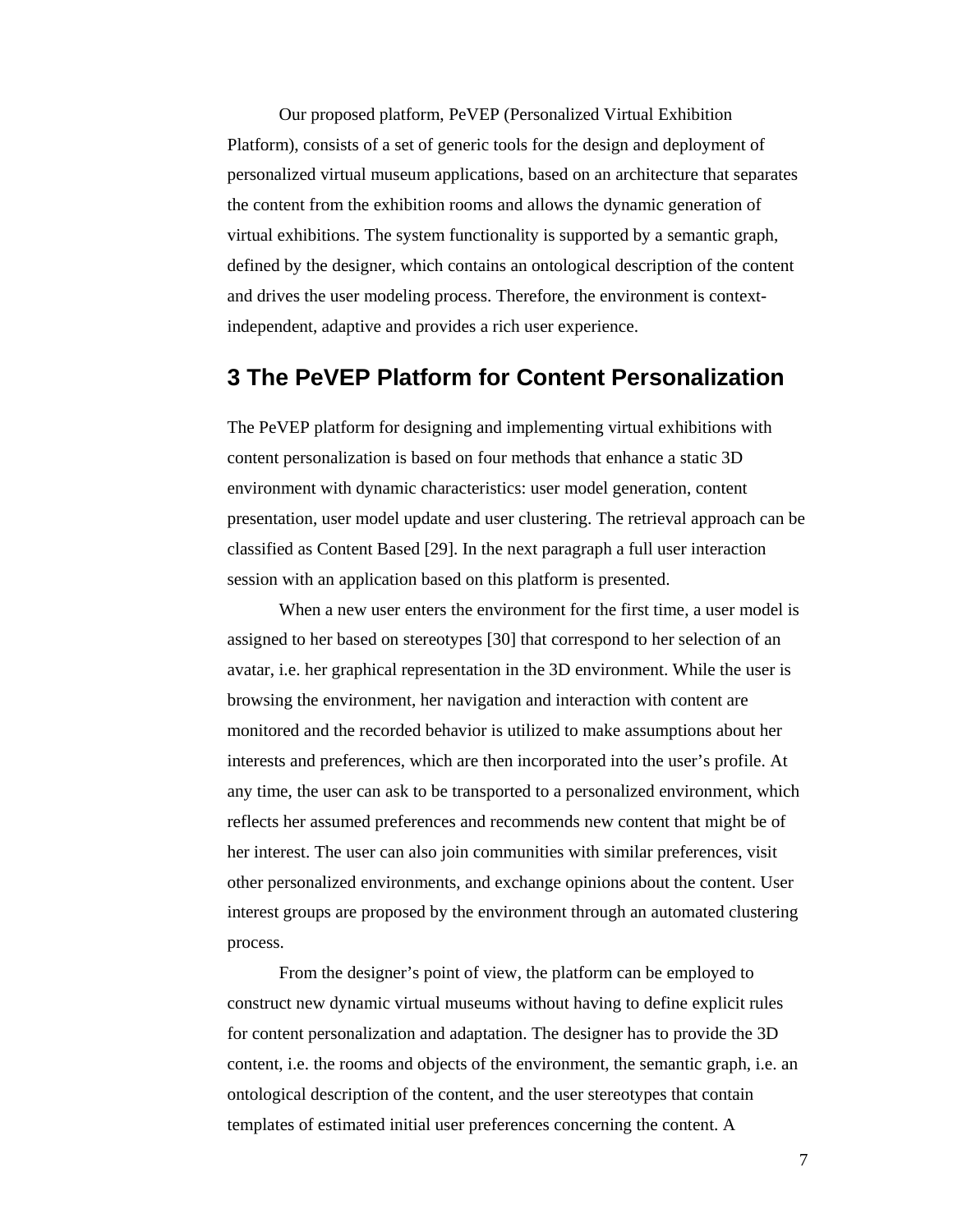Our proposed platform, PeVEP (Personalized Virtual Exhibition Platform), consists of a set of generic tools for the design and deployment of personalized virtual museum applications, based on an architecture that separates the content from the exhibition rooms and allows the dynamic generation of virtual exhibitions. The system functionality is supported by a semantic graph, defined by the designer, which contains an ontological description of the content and drives the user modeling process. Therefore, the environment is context-independent, adaptive and provides a rich user experience.

## 3 The PeVEP Platform for Content Personalization

The PeVEP platform for designing and implementing virtual exhibitions with content personalization is based on four methods that enhance a static 3D environment with dynamic characteristics: user model generation, content presentation, user model update and user clustering. The retrieval approach can be classified as Content Based [29]. In the next paragraph a full user interaction session with an application based on this platform is presented.

When a new user enters the environment for the first time, a user model is assigned to her based on stereotypes [30] that correspond to her selection of an avatar, i.e. her graphical representation in the 3D environment. While the user is browsing the environment, her navigation and interaction with content are monitored and the recorded behavior is utilized to make assumptions about her interests and preferences, which are then incorporated into the user's profile. At any time, the user can ask to be transported to a personalized environment, which reflects her assumed preferences and recommends new content that might be of her interest. The user can also join communities with similar preferences, visit other personalized environments, and exchange opinions about the content. User interest groups are proposed by the environment through an automated clustering process.

From the designer's point of view, the platform can be employed to construct new dynamic virtual museums without having to define explicit rules for content personalization and adaptation. The designer has to provide the 3D content, i.e. the rooms and objects of the environment, the semantic graph, i.e. an ontological description of the content, and the user stereotypes that contain templates of estimated initial user preferences concerning the content. A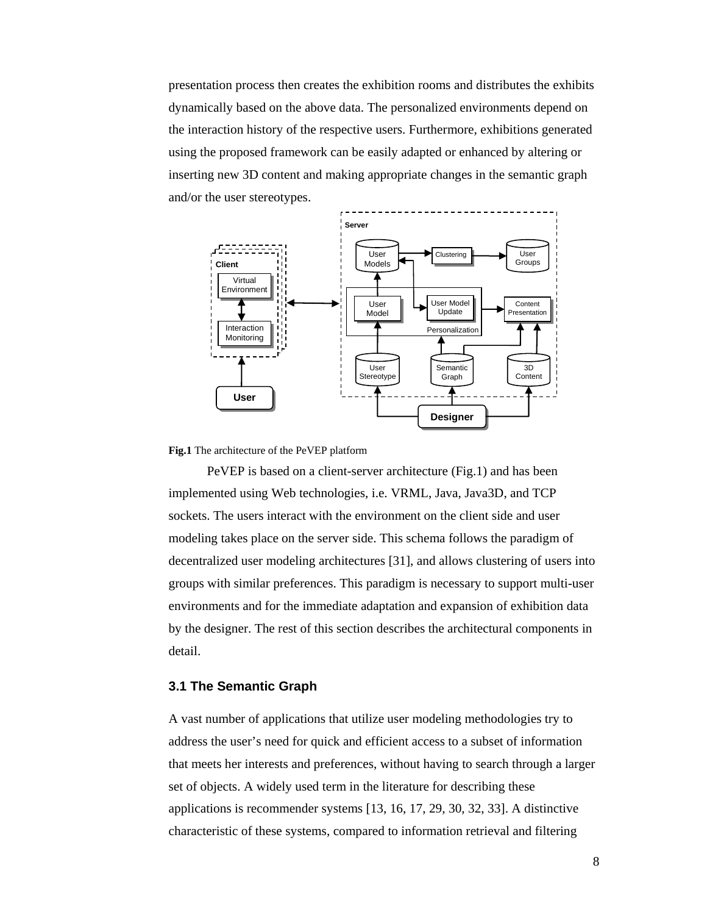presentation process then creates the exhibition rooms and distributes the exhibits dynamically based on the above data. The personalized environments depend on the interaction history of the respective users. Furthermore, exhibitions generated using the proposed framework can be easily adapted or enhanced by altering or inserting new 3D content and making appropriate changes in the semantic graph and/or the user stereotypes.

**Fig.1** The architecture of the PeVEP platform

PeVEP is based on a client-server architecture (Fig.1) and has been implemented using Web technologies, i.e. VRML, Java, Java3D, and TCP sockets. The users interact with the environment on the client side and user modeling takes place on the server side. This schema follows the paradigm of decentralized user modeling architectures [31], and allows clustering of users into groups with similar preferences. This paradigm is necessary to support multi-user environments and for the immediate adaptation and expansion of exhibition data by the designer. The rest of this section describes the architectural components in detail.

### 3.1 The Semantic Graph

A vast number of applications that utilize user modeling methodologies try to address the user's need for quick and efficient access to a subset of information that meets her interests and preferences, without having to search through a larger set of objects. A widely used term in the literature for describing these applications is recommender systems [13, 16, 17, 29, 30, 32, 33]. A distinctive characteristic of these systems, compared to information retrieval and filtering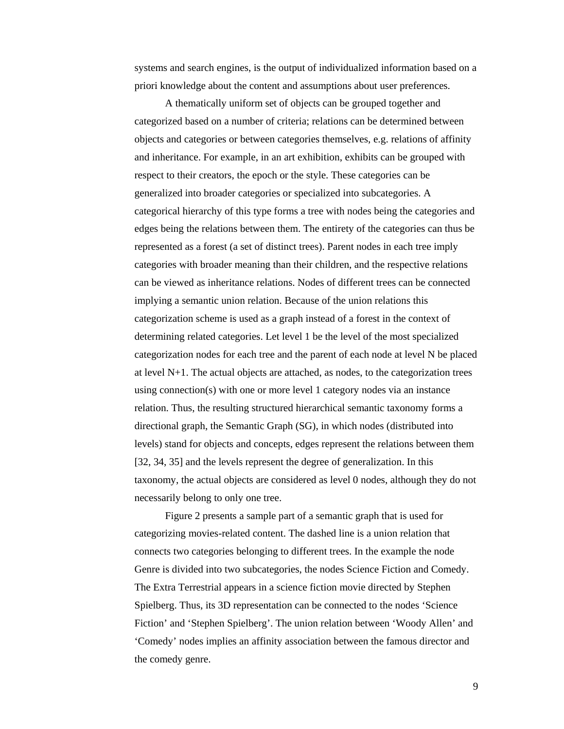systems and search engines, is the output of individualized information based on a priori knowledge about the content and assumptions about user preferences.

A thematically uniform set of objects can be grouped together and categorized based on a number of criteria; relations can be determined between objects and categories or between categories themselves, e.g. relations of affinity and inheritance. For example, in an art exhibition, exhibits can be grouped with respect to their creators, the epoch or the style. These categories can be generalized into broader categories or specialized into subcategories. A categorical hierarchy of this type forms a tree with nodes being the categories and edges being the relations between them. The entirety of the categories can thus be represented as a forest (a set of distinct trees). Parent nodes in each tree imply categories with broader meaning than their children, and the respective relations can be viewed as inheritance relations. Nodes of different trees can be connected implying a semantic union relation. Because of the union relations this categorization scheme is used as a graph instead of a forest in the context of determining related categories. Let level 1 be the level of the most specialized categorization nodes for each tree and the parent of each node at level N be placed at level N+1. The actual objects are attached, as nodes, to the categorization trees using connection(s) with one or more level 1 category nodes via an instance relation. Thus, the resulting structured hierarchical semantic taxonomy forms a directional graph, the Semantic Graph (SG), in which nodes (distributed into levels) stand for objects and concepts, edges represent the relations between them [32, 34, 35] and the levels represent the degree of generalization. In this taxonomy, the actual objects are considered as level 0 nodes, although they do not necessarily belong to only one tree.

Figure 2 presents a sample part of a semantic graph that is used for categorizing movies-related content. The dashed line is a union relation that connects two categories belonging to different trees. In the example the node Genre is divided into two subcategories, the nodes Science Fiction and Comedy. The Extra Terrestrial appears in a science fiction movie directed by Stephen Spielberg. Thus, its 3D representation can be connected to the nodes 'Science Fiction' and 'Stephen Spielberg'. The union relation between 'Woody Allen' and 'Comedy' nodes implies an affinity association between the famous director and the comedy genre.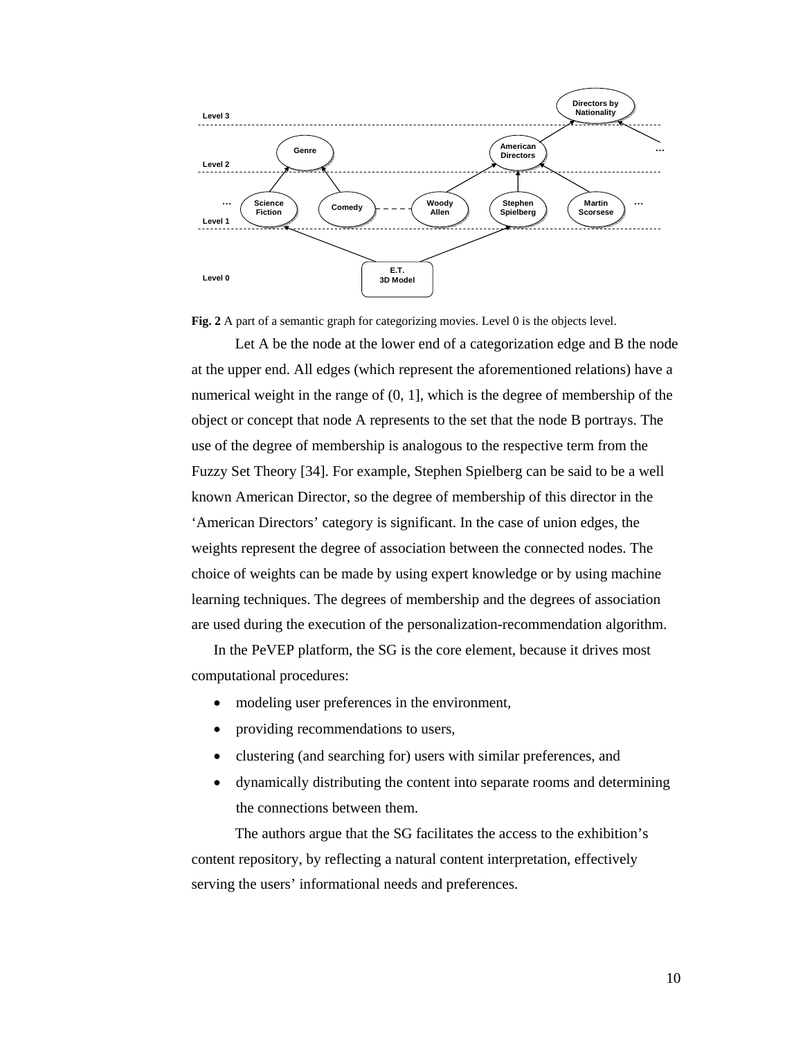**Fig. 2** A part of a semantic graph for categorizing movies. Level 0 is the objects level.

Let A be the node at the lower end of a categorization edge and B the node at the upper end. All edges (which represent the aforementioned relations) have a numerical weight in the range of (0, 1], which is the degree of membership of the object or concept that node A represents to the set that the node B portrays. The use of the degree of membership is analogous to the respective term from the Fuzzy Set Theory [34]. For example, Stephen Spielberg can be said to be a well known American Director, so the degree of membership of this director in the 'American Directors' category is significant. In the case of union edges, the weights represent the degree of association between the connected nodes. The choice of weights can be made by using expert knowledge or by using machine learning techniques. The degrees of membership and the degrees of association are used during the execution of the personalization-recommendation algorithm.

In the PeVEP platform, the SG is the core element, because it drives most computational procedures:

- modeling user preferences in the environment,
- providing recommendations to users,
- clustering (and searching for) users with similar preferences, and
- dynamically distributing the content into separate rooms and determining the connections between them.

The authors argue that the SG facilitates the access to the exhibition's content repository, by reflecting a natural content interpretation, effectively serving the users' informational needs and preferences.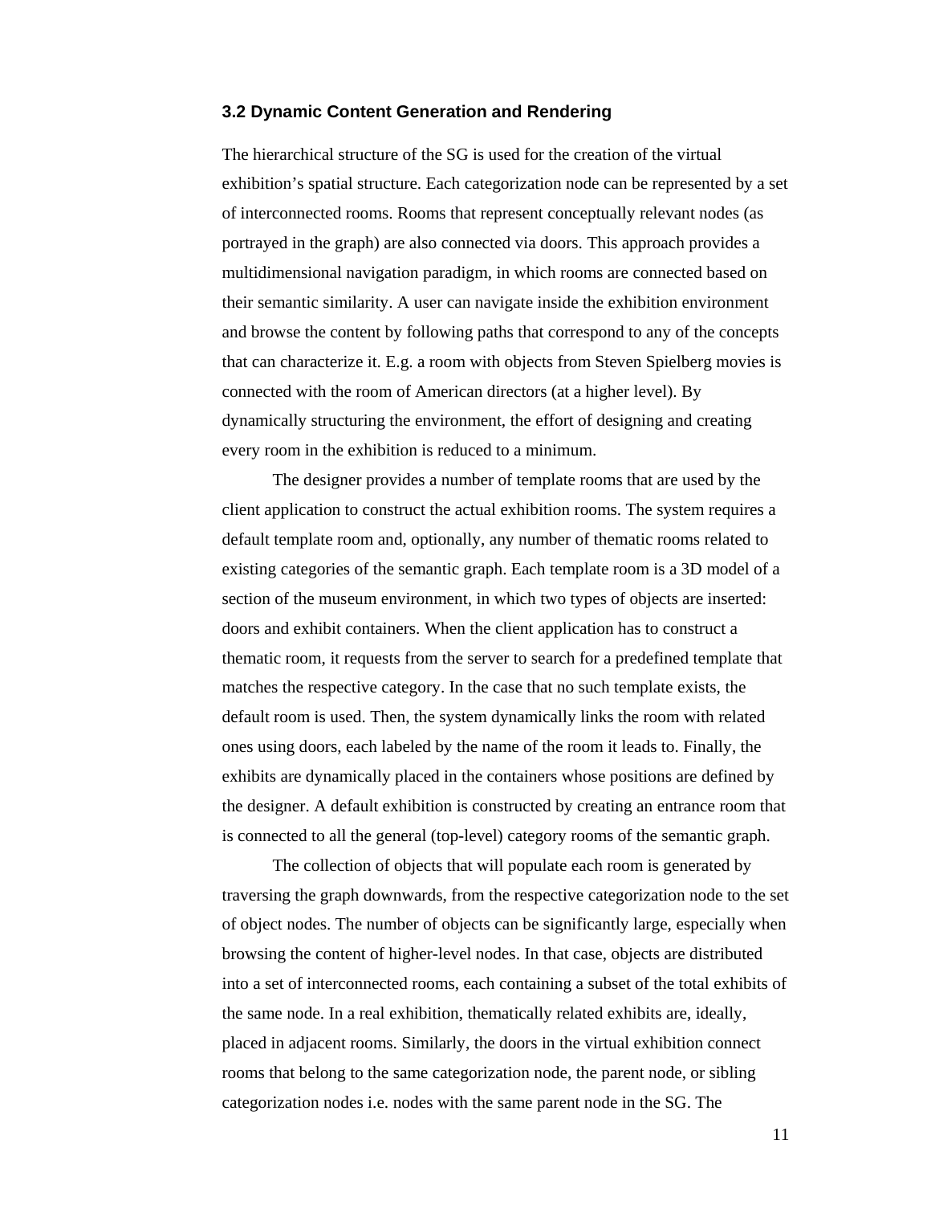### 3.2 Dynamic Content Generation and Rendering

The hierarchical structure of the SG is used for the creation of the virtual exhibition's spatial structure. Each categorization node can be represented by a set of interconnected rooms. Rooms that represent conceptually relevant nodes (as portrayed in the graph) are also connected via doors. This approach provides a multidimensional navigation paradigm, in which rooms are connected based on their semantic similarity. A user can navigate inside the exhibition environment and browse the content by following paths that correspond to any of the concepts that can characterize it. E.g. a room with objects from Steven Spielberg movies is connected with the room of American directors (at a higher level). By dynamically structuring the environment, the effort of designing and creating every room in the exhibition is reduced to a minimum.

The designer provides a number of template rooms that are used by the client application to construct the actual exhibition rooms. The system requires a default template room and, optionally, any number of thematic rooms related to existing categories of the semantic graph. Each template room is a 3D model of a section of the museum environment, in which two types of objects are inserted: doors and exhibit containers. When the client application has to construct a thematic room, it requests from the server to search for a predefined template that matches the respective category. In the case that no such template exists, the default room is used. Then, the system dynamically links the room with related ones using doors, each labeled by the name of the room it leads to. Finally, the exhibits are dynamically placed in the containers whose positions are defined by the designer. A default exhibition is constructed by creating an entrance room that is connected to all the general (top-level) category rooms of the semantic graph.

The collection of objects that will populate each room is generated by traversing the graph downwards, from the respective categorization node to the set of object nodes. The number of objects can be significantly large, especially when browsing the content of higher-level nodes. In that case, objects are distributed into a set of interconnected rooms, each containing a subset of the total exhibits of the same node. In a real exhibition, thematically related exhibits are, ideally, placed in adjacent rooms. Similarly, the doors in the virtual exhibition connect rooms that belong to the same categorization node, the parent node, or sibling categorization nodes i.e. nodes with the same parent node in the SG. The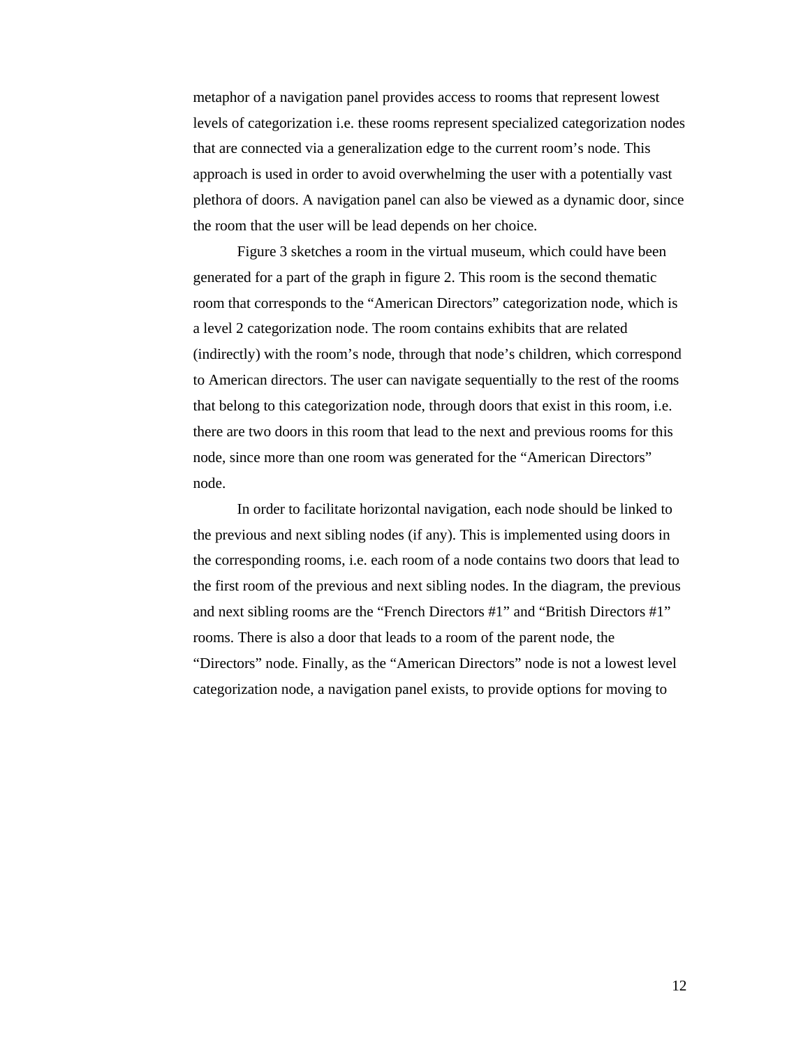metaphor of a navigation panel provides access to rooms that represent lowest levels of categorization i.e. these rooms represent specialized categorization nodes that are connected via a generalization edge to the current room's node. This approach is used in order to avoid overwhelming the user with a potentially vast plethora of doors. A navigation panel can also be viewed as a dynamic door, since the room that the user will be lead depends on her choice.

Figure 3 sketches a room in the virtual museum, which could have been generated for a part of the graph in figure 2. This room is the second thematic room that corresponds to the "American Directors" categorization node, which is a level 2 categorization node. The room contains exhibits that are related (indirectly) with the room's node, through that node's children, which correspond to American directors. The user can navigate sequentially to the rest of the rooms that belong to this categorization node, through doors that exist in this room, i.e. there are two doors in this room that lead to the next and previous rooms for this node, since more than one room was generated for the "American Directors" node.

In order to facilitate horizontal navigation, each node should be linked to the previous and next sibling nodes (if any). This is implemented using doors in the corresponding rooms, i.e. each room of a node contains two doors that lead to the first room of the previous and next sibling nodes. In the diagram, the previous and next sibling rooms are the "French Directors #1" and "British Directors #1" rooms. There is also a door that leads to a room of the parent node, the "Directors" node. Finally, as the "American Directors" node is not a lowest level categorization node, a navigation panel exists, to provide options for moving to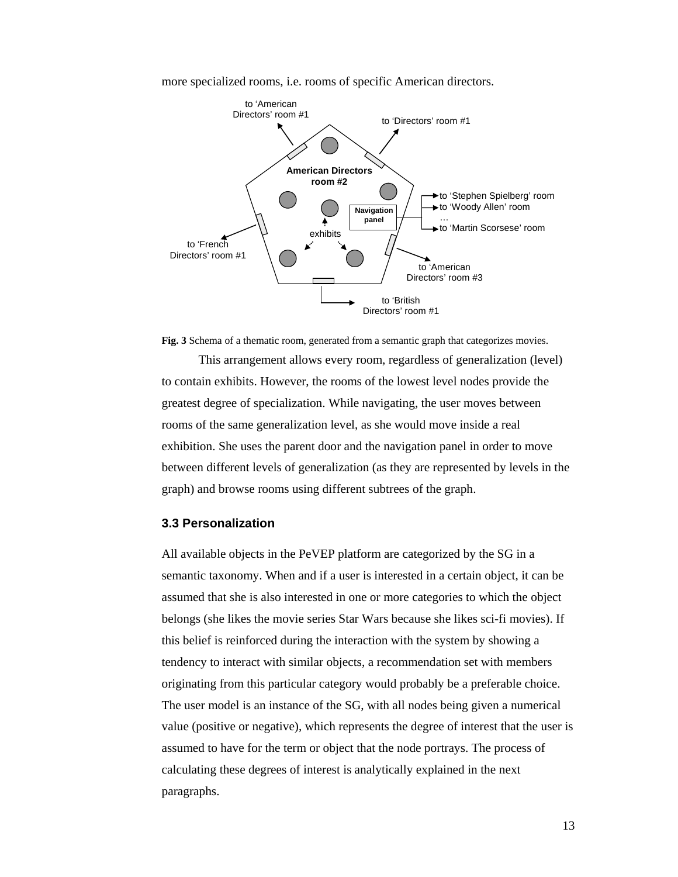more specialized rooms, i.e. rooms of specific American directors.

**Fig. 3** Schema of a thematic room, generated from a semantic graph that categorizes movies.

This arrangement allows every room, regardless of generalization (level) to contain exhibits. However, the rooms of the lowest level nodes provide the greatest degree of specialization. While navigating, the user moves between rooms of the same generalization level, as she would move inside a real exhibition. She uses the parent door and the navigation panel in order to move between different levels of generalization (as they are represented by levels in the graph) and browse rooms using different subtrees of the graph.

### 3.3 Personalization

All available objects in the PeVEP platform are categorized by the SG in a semantic taxonomy. When and if a user is interested in a certain object, it can be assumed that she is also interested in one or more categories to which the object belongs (she likes the movie series Star Wars because she likes sci-fi movies). If this belief is reinforced during the interaction with the system by showing a tendency to interact with similar objects, a recommendation set with members originating from this particular category would probably be a preferable choice. The user model is an instance of the SG, with all nodes being given a numerical value (positive or negative), which represents the degree of interest that the user is assumed to have for the term or object that the node portrays. The process of calculating these degrees of interest is analytically explained in the next paragraphs.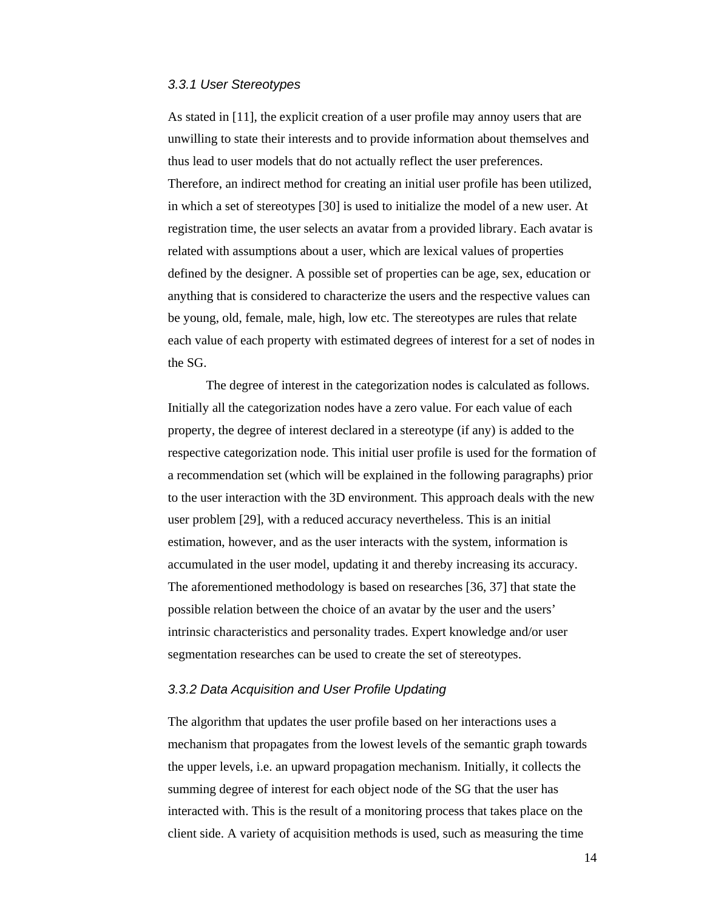### *3.3.1 User Stereotypes*

As stated in [11], the explicit creation of a user profile may annoy users that are unwilling to state their interests and to provide information about themselves and thus lead to user models that do not actually reflect the user preferences. Therefore, an indirect method for creating an initial user profile has been utilized, in which a set of stereotypes [30] is used to initialize the model of a new user. At registration time, the user selects an avatar from a provided library. Each avatar is related with assumptions about a user, which are lexical values of properties defined by the designer. A possible set of properties can be age, sex, education or anything that is considered to characterize the users and the respective values can be young, old, female, male, high, low etc. The stereotypes are rules that relate each value of each property with estimated degrees of interest for a set of nodes in the SG.

The degree of interest in the categorization nodes is calculated as follows. Initially all the categorization nodes have a zero value. For each value of each property, the degree of interest declared in a stereotype (if any) is added to the respective categorization node. This initial user profile is used for the formation of a recommendation set (which will be explained in the following paragraphs) prior to the user interaction with the 3D environment. This approach deals with the new user problem [29], with a reduced accuracy nevertheless. This is an initial estimation, however, and as the user interacts with the system, information is accumulated in the user model, updating it and thereby increasing its accuracy. The aforementioned methodology is based on researches [36, 37] that state the possible relation between the choice of an avatar by the user and the users' intrinsic characteristics and personality trades. Expert knowledge and/or user segmentation researches can be used to create the set of stereotypes.

### *3.3.2 Data Acquisition and User Profile Updating*

The algorithm that updates the user profile based on her interactions uses a mechanism that propagates from the lowest levels of the semantic graph towards the upper levels, i.e. an upward propagation mechanism. Initially, it collects the summing degree of interest for each object node of the SG that the user has interacted with. This is the result of a monitoring process that takes place on the client side. A variety of acquisition methods is used, such as measuring the time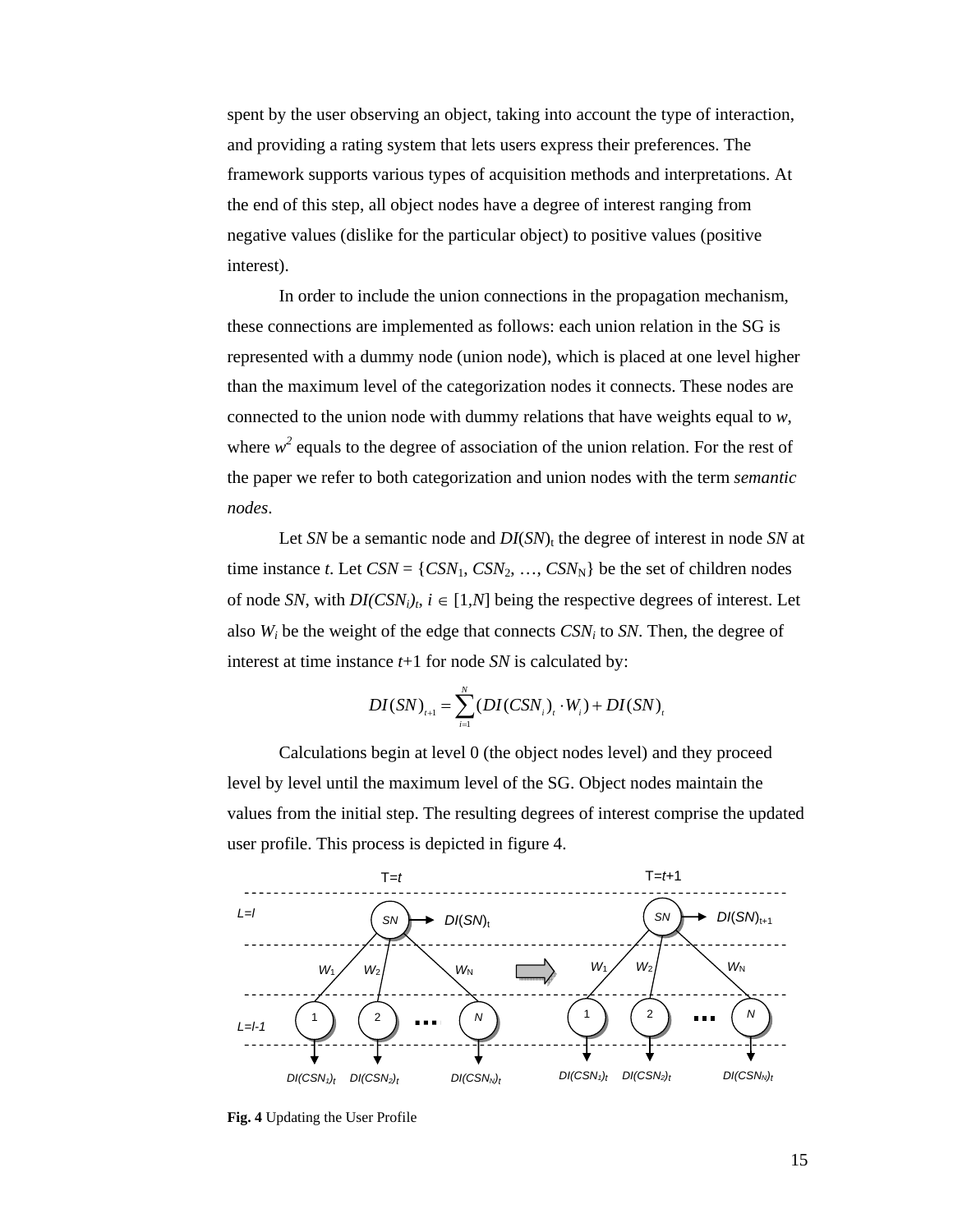spent by the user observing an object, taking into account the type of interaction, and providing a rating system that lets users express their preferences. The framework supports various types of acquisition methods and interpretations. At the end of this step, all object nodes have a degree of interest ranging from negative values (dislike for the particular object) to positive values (positive interest).

In order to include the union connections in the propagation mechanism, these connections are implemented as follows: each union relation in the SG is represented with a dummy node (union node), which is placed at one level higher than the maximum level of the categorization nodes it connects. These nodes are connected to the union node with dummy relations that have weights equal to $w$, where $w^2$ equals to the degree of association of the union relation. For the rest of the paper we refer to both categorization and union nodes with the term *semantic nodes*.

Let $SN$ be a semantic node and $DI(SN)_t$ the degree of interest in node $SN$ at time instance $t$. Let $CSN = \{CSN_1, CSN_2, \ldots, CSN_N\}$ be the set of children nodes of node $SN$, with $DI(CSN_i)_t$, $i \in [1,N]$ being the respective degrees of interest. Let also $W_i$ be the weight of the edge that connects $CSN_i$ to $SN$. Then, the degree of interest at time instance $t$+1 for node $SN$ is calculated by:

$$DI(SN)_{t+1} = \sum_{i=1}^{N} (DI(CSN_i)_t \cdot W_i) + DI(SN)_t$$

Calculations begin at level 0 (the object nodes level) and they proceed level by level until the maximum level of the SG. Object nodes maintain the values from the initial step. The resulting degrees of interest comprise the updated user profile. This process is depicted in figure 4.

**Fig. 4** Updating the User Profile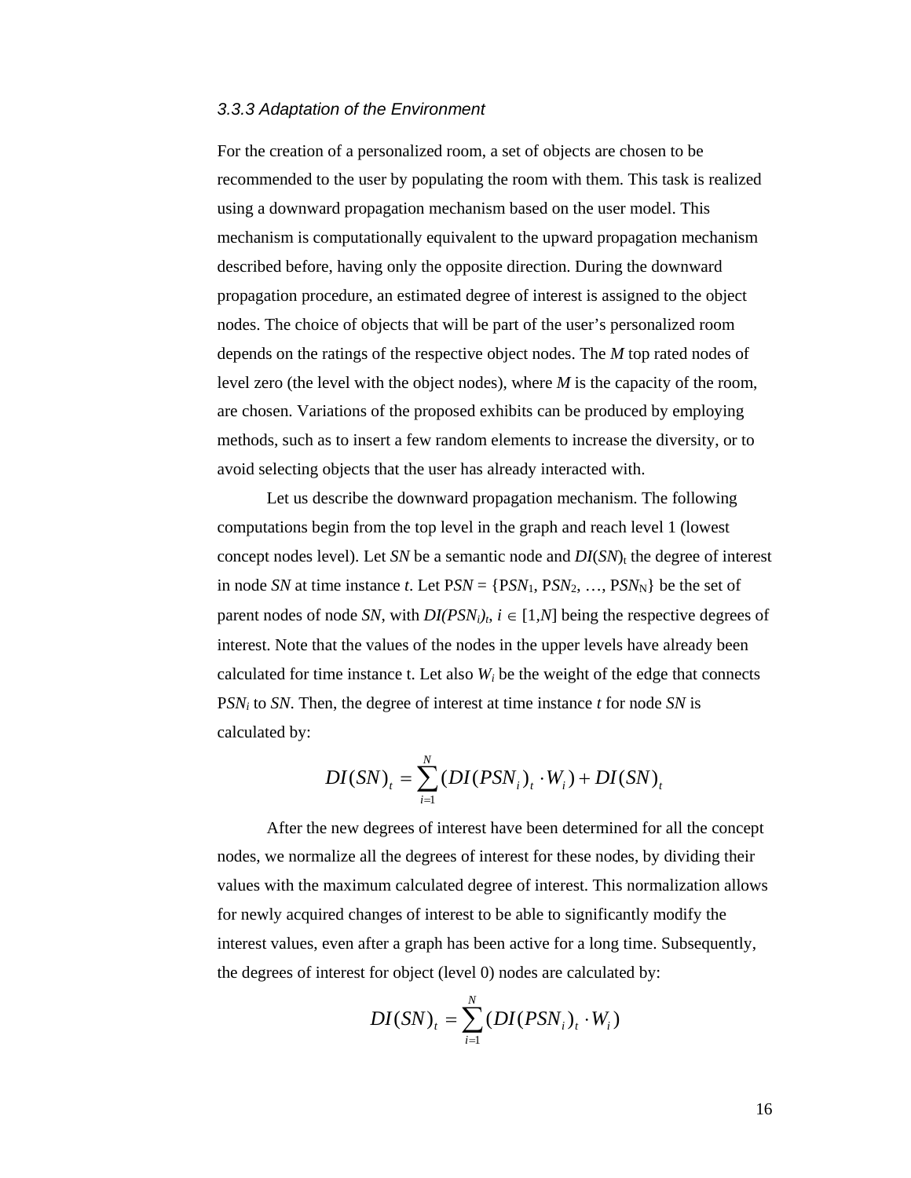### *3.3.3 Adaptation of the Environment*

For the creation of a personalized room, a set of objects are chosen to be recommended to the user by populating the room with them. This task is realized using a downward propagation mechanism based on the user model. This mechanism is computationally equivalent to the upward propagation mechanism described before, having only the opposite direction. During the downward propagation procedure, an estimated degree of interest is assigned to the object nodes. The choice of objects that will be part of the user's personalized room depends on the ratings of the respective object nodes. The *M* top rated nodes of level zero (the level with the object nodes), where *M* is the capacity of the room, are chosen. Variations of the proposed exhibits can be produced by employing methods, such as to insert a few random elements to increase the diversity, or to avoid selecting objects that the user has already interacted with.

Let us describe the downward propagation mechanism. The following computations begin from the top level in the graph and reach level 1 (lowest concept nodes level). Let *SN* be a semantic node and $DI(SN)_t$ the degree of interest in node *SN* at time instance *t*. Let $PSN = \{PSN_1, PSN_2, \ldots, PSN_N\}$ be the set of parent nodes of node *SN*, with $DI(PSN_i)_t$, $i \in [1,N]$ being the respective degrees of interest. Note that the values of the nodes in the upper levels have already been calculated for time instance t. Let also $W_i$ be the weight of the edge that connects $PSN_i$ to *SN*. Then, the degree of interest at time instance *t* for node *SN* is calculated by:

$$DI(SN)_t = \sum_{i=1}^{N} (DI(PSN_i)_t \cdot W_i) + DI(SN)_t$$

After the new degrees of interest have been determined for all the concept nodes, we normalize all the degrees of interest for these nodes, by dividing their values with the maximum calculated degree of interest. This normalization allows for newly acquired changes of interest to be able to significantly modify the interest values, even after a graph has been active for a long time. Subsequently, the degrees of interest for object (level 0) nodes are calculated by:

$$DI(SN)_t = \sum_{i=1}^{N} (DI(PSN_i)_t \cdot W_i)$$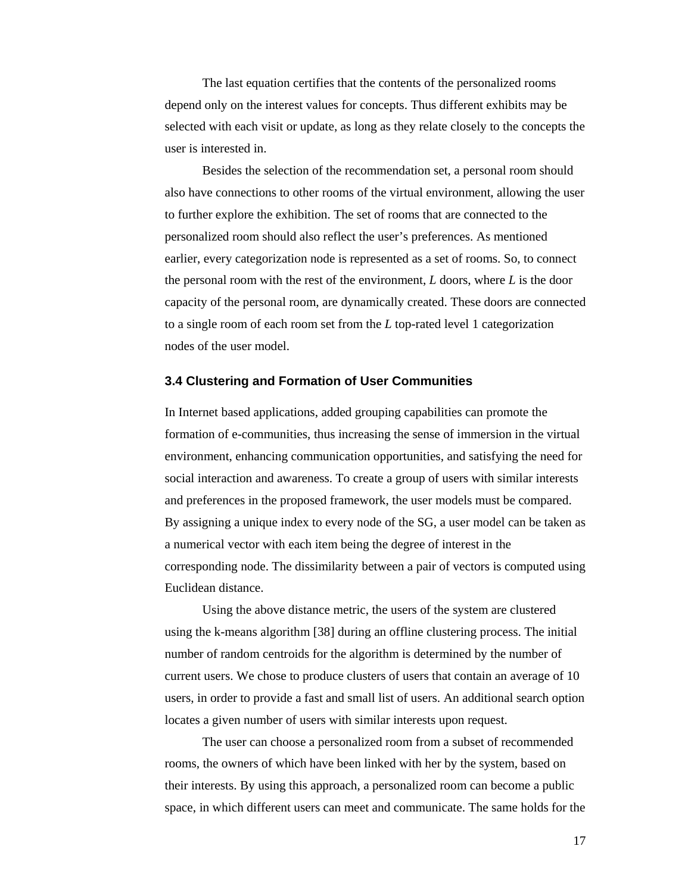The last equation certifies that the contents of the personalized rooms depend only on the interest values for concepts. Thus different exhibits may be selected with each visit or update, as long as they relate closely to the concepts the user is interested in.

Besides the selection of the recommendation set, a personal room should also have connections to other rooms of the virtual environment, allowing the user to further explore the exhibition. The set of rooms that are connected to the personalized room should also reflect the user's preferences. As mentioned earlier, every categorization node is represented as a set of rooms. So, to connect the personal room with the rest of the environment, $L$ doors, where $L$ is the door capacity of the personal room, are dynamically created. These doors are connected to a single room of each room set from the $L$ top-rated level 1 categorization nodes of the user model.

### 3.4 Clustering and Formation of User Communities

In Internet based applications, added grouping capabilities can promote the formation of e-communities, thus increasing the sense of immersion in the virtual environment, enhancing communication opportunities, and satisfying the need for social interaction and awareness. To create a group of users with similar interests and preferences in the proposed framework, the user models must be compared. By assigning a unique index to every node of the SG, a user model can be taken as a numerical vector with each item being the degree of interest in the corresponding node. The dissimilarity between a pair of vectors is computed using Euclidean distance.

Using the above distance metric, the users of the system are clustered using the k-means algorithm [38] during an offline clustering process. The initial number of random centroids for the algorithm is determined by the number of current users. We chose to produce clusters of users that contain an average of 10 users, in order to provide a fast and small list of users. An additional search option locates a given number of users with similar interests upon request.

The user can choose a personalized room from a subset of recommended rooms, the owners of which have been linked with her by the system, based on their interests. By using this approach, a personalized room can become a public space, in which different users can meet and communicate. The same holds for the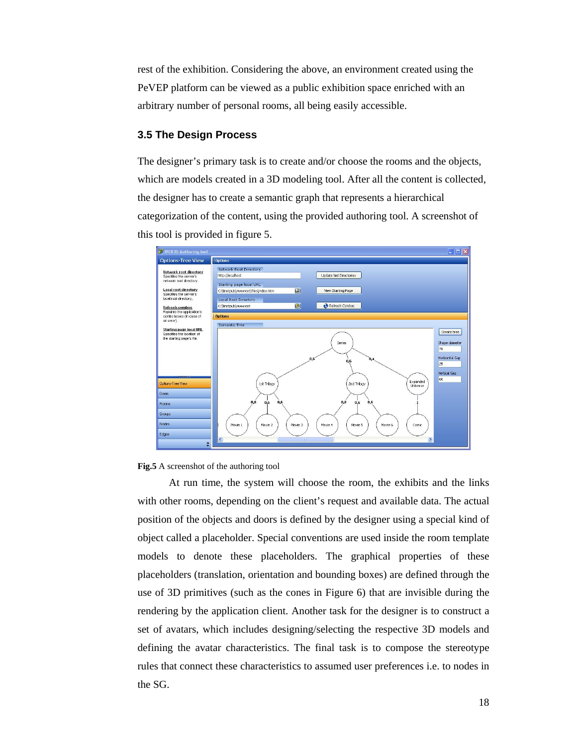rest of the exhibition. Considering the above, an environment created using the PeVEP platform can be viewed as a public exhibition space enriched with an arbitrary number of personal rooms, all being easily accessible.

### 3.5 The Design Process

The designer's primary task is to create and/or choose the rooms and the objects, which are models created in a 3D modeling tool. After all the content is collected, the designer has to create a semantic graph that represents a hierarchical categorization of the content, using the provided authoring tool. A screenshot of this tool is provided in figure 5.

**Fig.5** A screenshot of the authoring tool

At run time, the system will choose the room, the exhibits and the links with other rooms, depending on the client's request and available data. The actual position of the objects and doors is defined by the designer using a special kind of object called a placeholder. Special conventions are used inside the room template models to denote these placeholders. The graphical properties of these placeholders (translation, orientation and bounding boxes) are defined through the use of 3D primitives (such as the cones in Figure 6) that are invisible during the rendering by the application client. Another task for the designer is to construct a set of avatars, which includes designing/selecting the respective 3D models and defining the avatar characteristics. The final task is to compose the stereotype rules that connect these characteristics to assumed user preferences i.e. to nodes in the SG.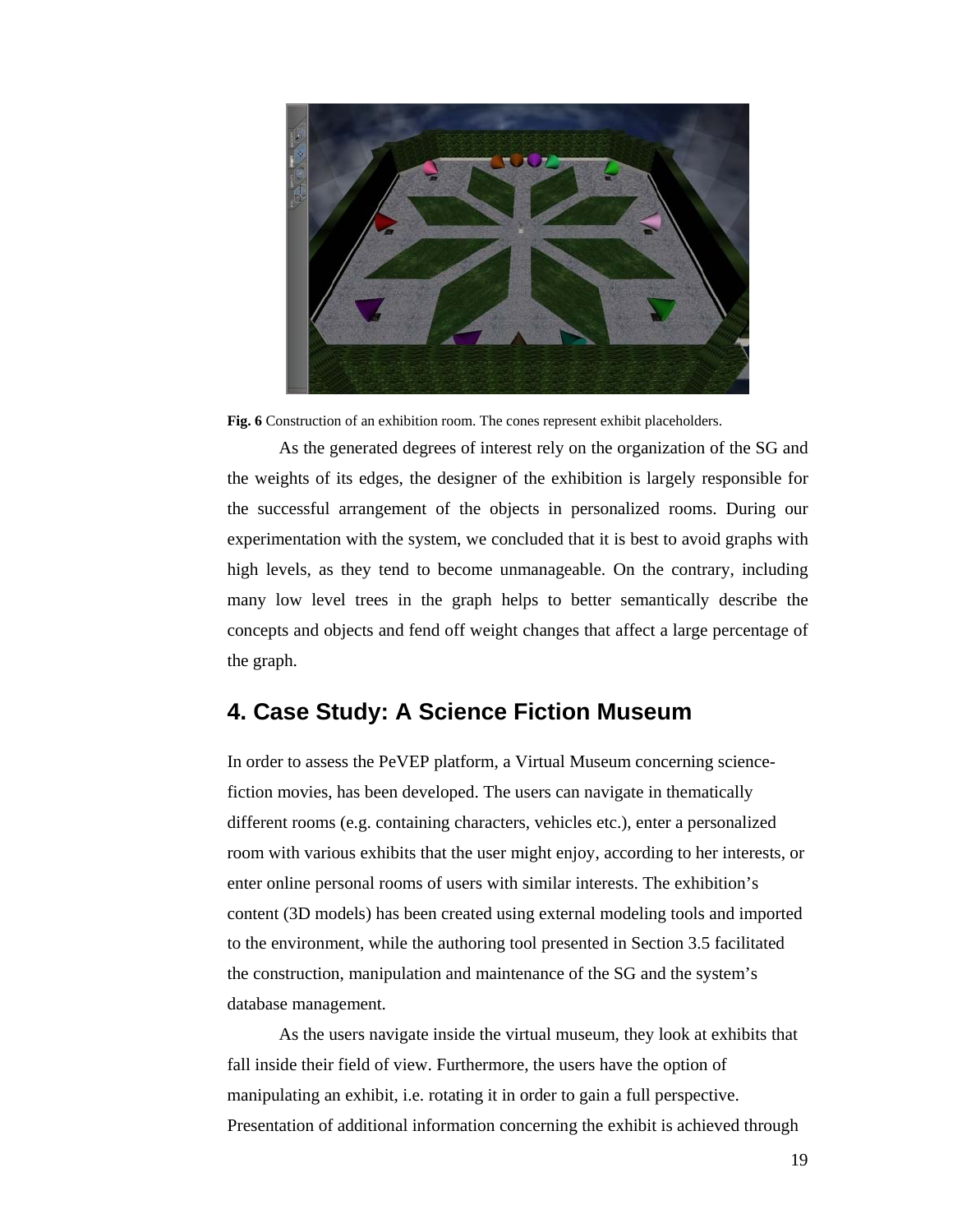**Fig. 6** Construction of an exhibition room. The cones represent exhibit placeholders.

As the generated degrees of interest rely on the organization of the SG and the weights of its edges, the designer of the exhibition is largely responsible for the successful arrangement of the objects in personalized rooms. During our experimentation with the system, we concluded that it is best to avoid graphs with high levels, as they tend to become unmanageable. On the contrary, including many low level trees in the graph helps to better semantically describe the concepts and objects and fend off weight changes that affect a large percentage of the graph.

## 4. Case Study: A Science Fiction Museum

In order to assess the PeVEP platform, a Virtual Museum concerning science-fiction movies, has been developed. The users can navigate in thematically different rooms (e.g. containing characters, vehicles etc.), enter a personalized room with various exhibits that the user might enjoy, according to her interests, or enter online personal rooms of users with similar interests. The exhibition's content (3D models) has been created using external modeling tools and imported to the environment, while the authoring tool presented in Section 3.5 facilitated the construction, manipulation and maintenance of the SG and the system's database management.

As the users navigate inside the virtual museum, they look at exhibits that fall inside their field of view. Furthermore, the users have the option of manipulating an exhibit, i.e. rotating it in order to gain a full perspective. Presentation of additional information concerning the exhibit is achieved through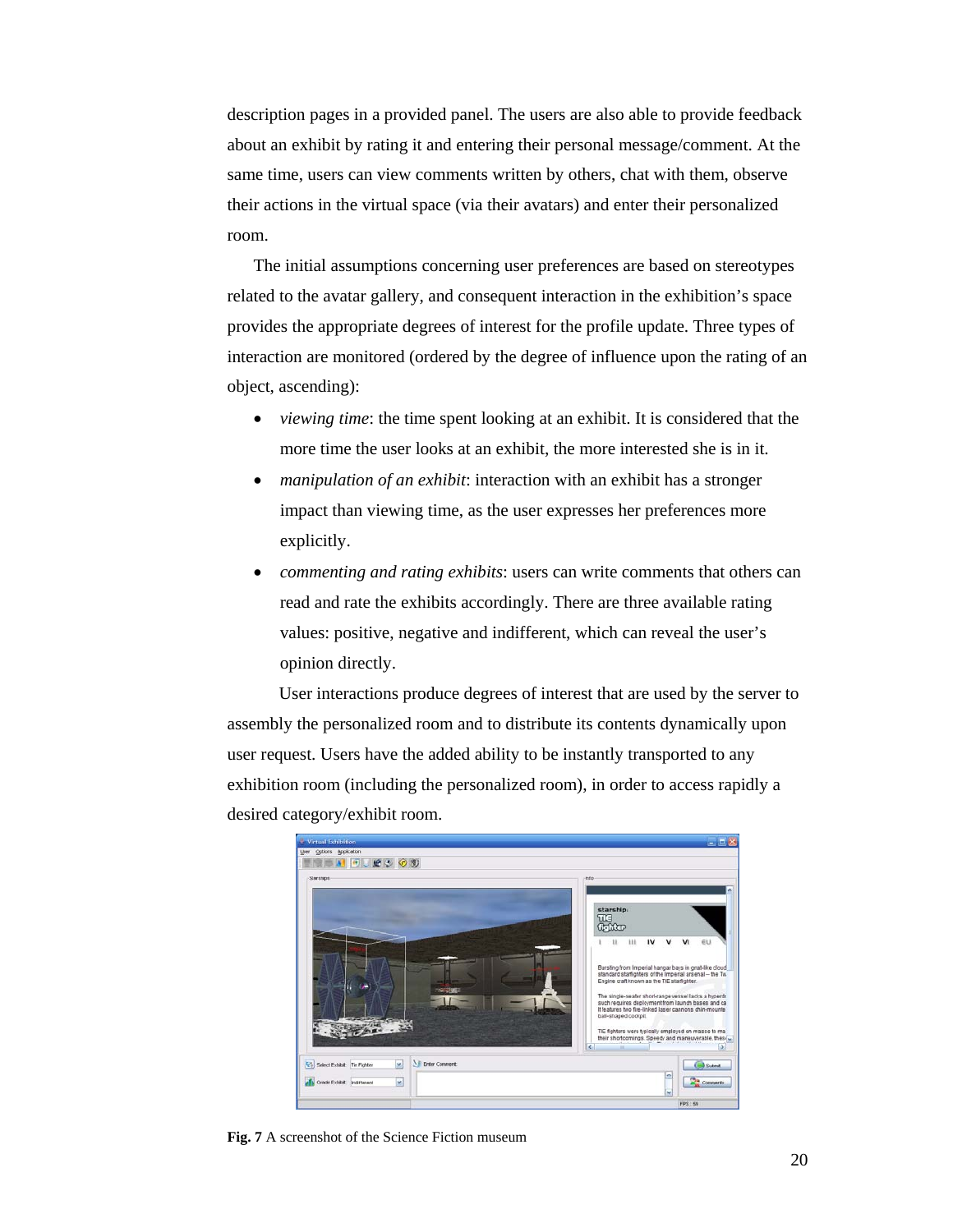description pages in a provided panel. The users are also able to provide feedback about an exhibit by rating it and entering their personal message/comment. At the same time, users can view comments written by others, chat with them, observe their actions in the virtual space (via their avatars) and enter their personalized room.

The initial assumptions concerning user preferences are based on stereotypes related to the avatar gallery, and consequent interaction in the exhibition's space provides the appropriate degrees of interest for the profile update. Three types of interaction are monitored (ordered by the degree of influence upon the rating of an object, ascending):

- *viewing time*: the time spent looking at an exhibit. It is considered that the more time the user looks at an exhibit, the more interested she is in it.
- *manipulation of an exhibit*: interaction with an exhibit has a stronger impact than viewing time, as the user expresses her preferences more explicitly.
- *commenting and rating exhibits*: users can write comments that others can read and rate the exhibits accordingly. There are three available rating values: positive, negative and indifferent, which can reveal the user's opinion directly.

User interactions produce degrees of interest that are used by the server to assembly the personalized room and to distribute its contents dynamically upon user request. Users have the added ability to be instantly transported to any exhibition room (including the personalized room), in order to access rapidly a desired category/exhibit room.

**Fig. 7** A screenshot of the Science Fiction museum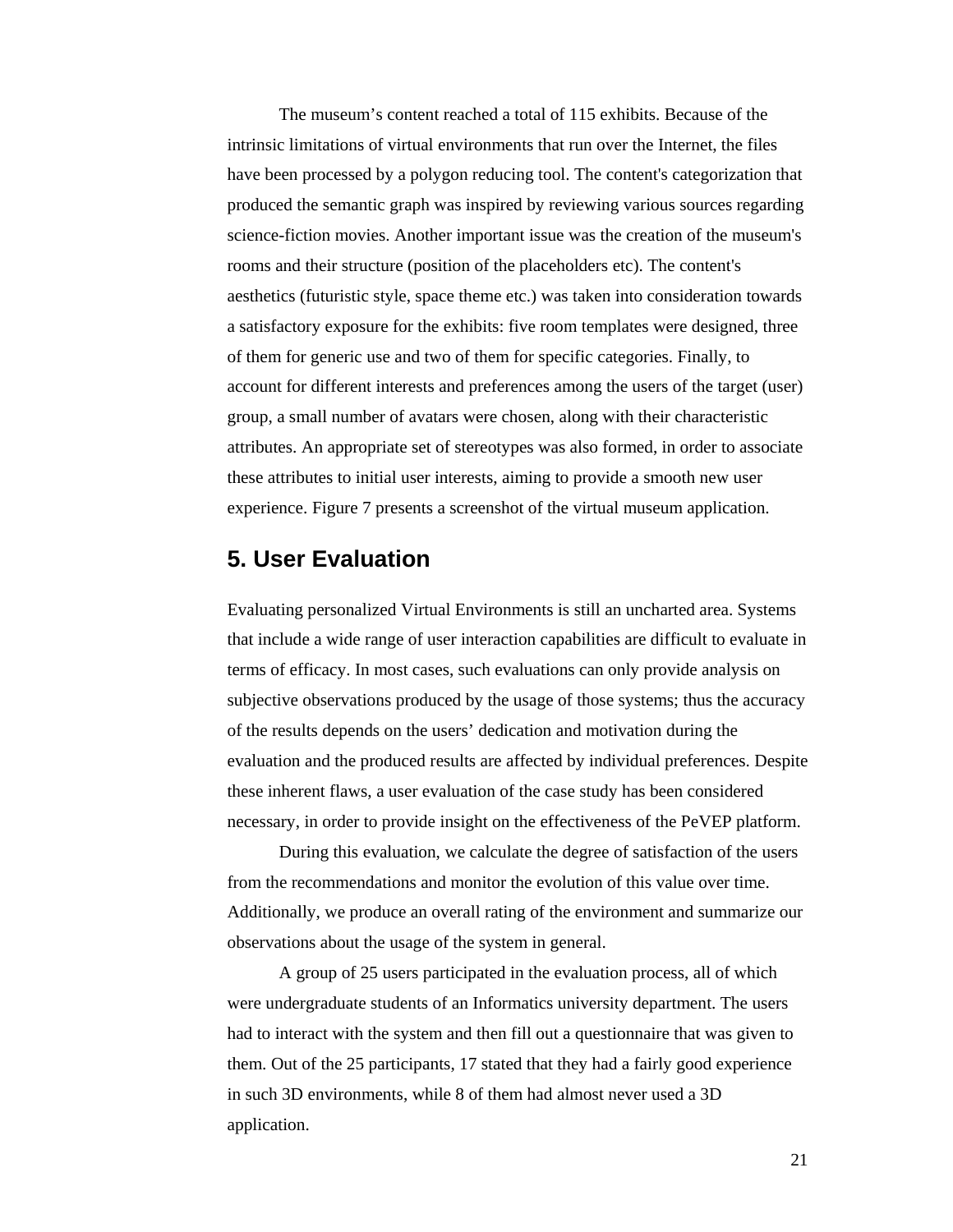The museum’s content reached a total of 115 exhibits. Because of the intrinsic limitations of virtual environments that run over the Internet, the files have been processed by a polygon reducing tool. The content's categorization that produced the semantic graph was inspired by reviewing various sources regarding science-fiction movies. Another important issue was the creation of the museum's rooms and their structure (position of the placeholders etc). The content's aesthetics (futuristic style, space theme etc.) was taken into consideration towards a satisfactory exposure for the exhibits: five room templates were designed, three of them for generic use and two of them for specific categories. Finally, to account for different interests and preferences among the users of the target (user) group, a small number of avatars were chosen, along with their characteristic attributes. An appropriate set of stereotypes was also formed, in order to associate these attributes to initial user interests, aiming to provide a smooth new user experience. Figure 7 presents a screenshot of the virtual museum application.

## 5. User Evaluation

Evaluating personalized Virtual Environments is still an uncharted area. Systems that include a wide range of user interaction capabilities are difficult to evaluate in terms of efficacy. In most cases, such evaluations can only provide analysis on subjective observations produced by the usage of those systems; thus the accuracy of the results depends on the users’ dedication and motivation during the evaluation and the produced results are affected by individual preferences. Despite these inherent flaws, a user evaluation of the case study has been considered necessary, in order to provide insight on the effectiveness of the PeVEP platform.

During this evaluation, we calculate the degree of satisfaction of the users from the recommendations and monitor the evolution of this value over time. Additionally, we produce an overall rating of the environment and summarize our observations about the usage of the system in general.

A group of 25 users participated in the evaluation process, all of which were undergraduate students of an Informatics university department. The users had to interact with the system and then fill out a questionnaire that was given to them. Out of the 25 participants, 17 stated that they had a fairly good experience in such 3D environments, while 8 of them had almost never used a 3D application.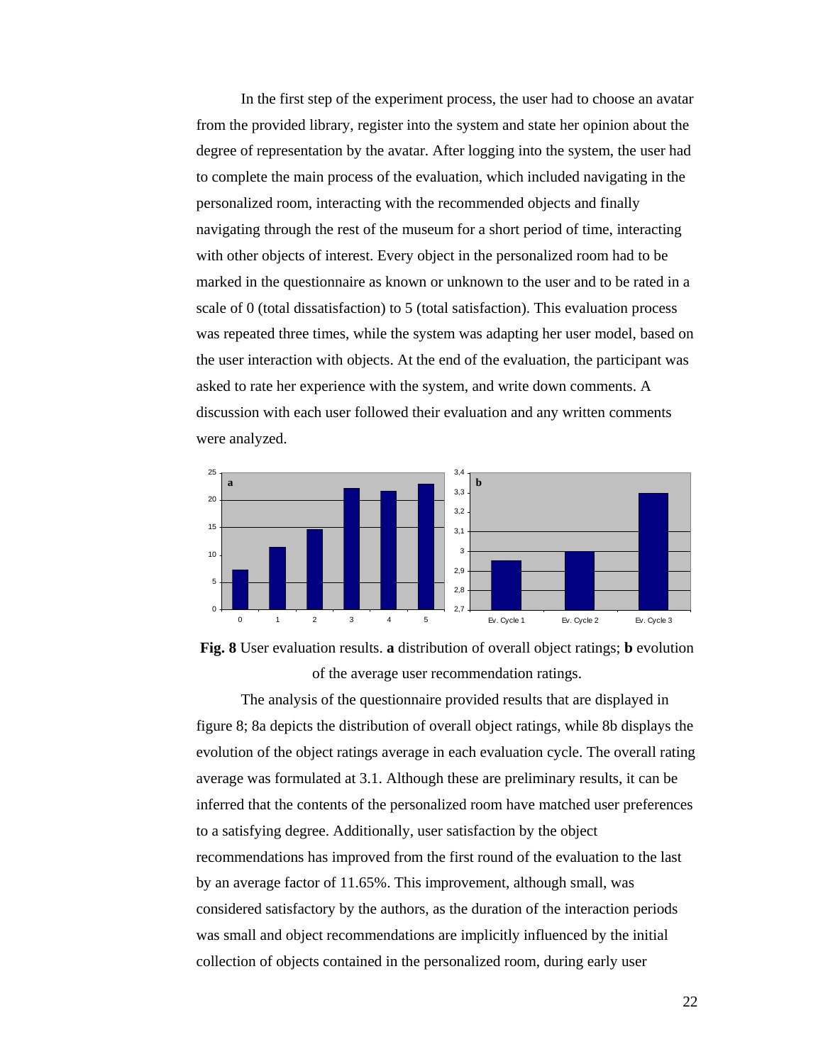In the first step of the experiment process, the user had to choose an avatar from the provided library, register into the system and state her opinion about the degree of representation by the avatar. After logging into the system, the user had to complete the main process of the evaluation, which included navigating in the personalized room, interacting with the recommended objects and finally navigating through the rest of the museum for a short period of time, interacting with other objects of interest. Every object in the personalized room had to be marked in the questionnaire as known or unknown to the user and to be rated in a scale of 0 (total dissatisfaction) to 5 (total satisfaction). This evaluation process was repeated three times, while the system was adapting her user model, based on the user interaction with objects. At the end of the evaluation, the participant was asked to rate her experience with the system, and write down comments. A discussion with each user followed their evaluation and any written comments were analyzed.

**Fig. 8** User evaluation results. **a** distribution of overall object ratings; **b** evolution of the average user recommendation ratings.

The analysis of the questionnaire provided results that are displayed in figure 8; 8a depicts the distribution of overall object ratings, while 8b displays the evolution of the object ratings average in each evaluation cycle. The overall rating average was formulated at 3.1. Although these are preliminary results, it can be inferred that the contents of the personalized room have matched user preferences to a satisfying degree. Additionally, user satisfaction by the object recommendations has improved from the first round of the evaluation to the last by an average factor of 11.65%. This improvement, although small, was considered satisfactory by the authors, as the duration of the interaction periods was small and object recommendations are implicitly influenced by the initial collection of objects contained in the personalized room, during early user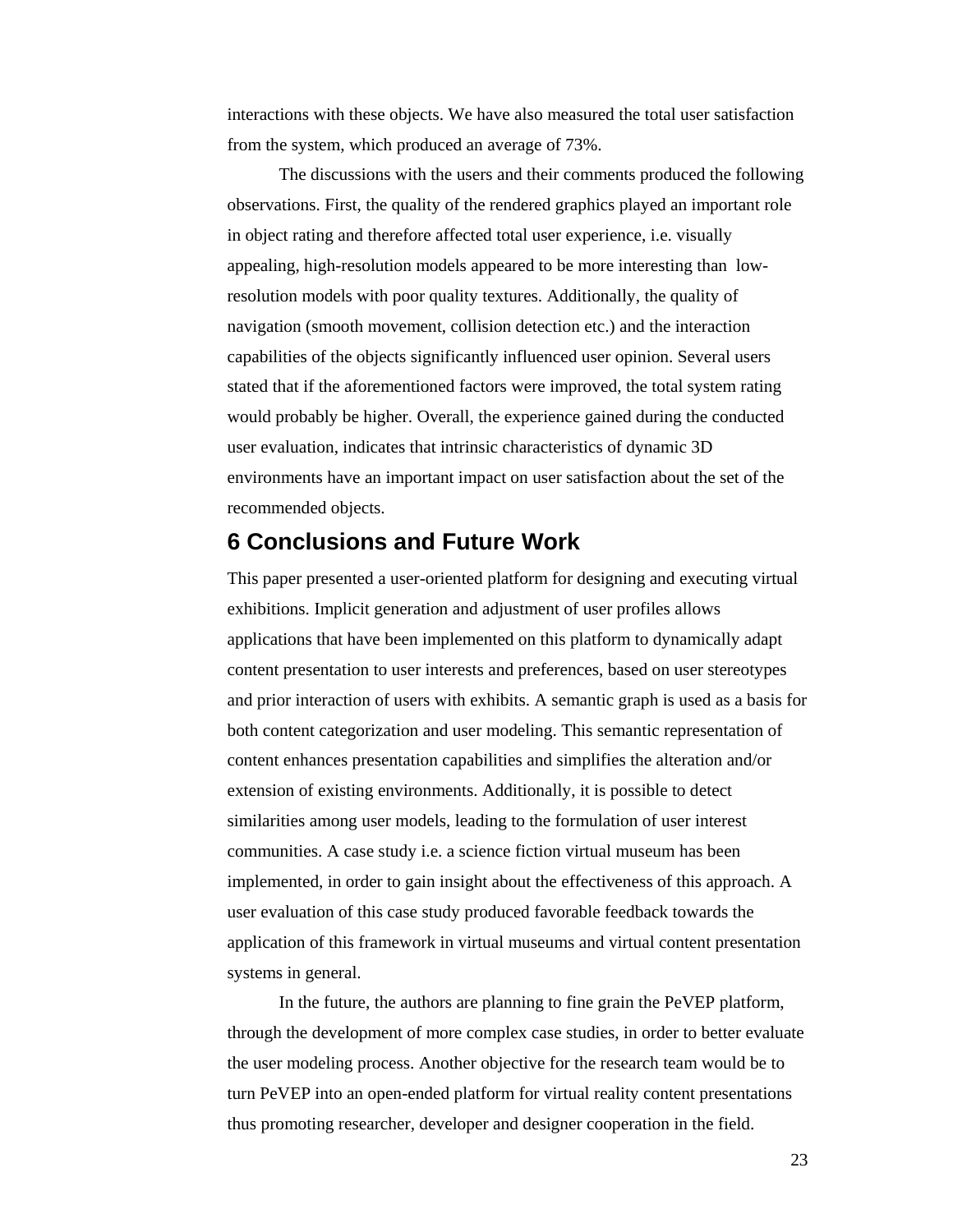interactions with these objects. We have also measured the total user satisfaction from the system, which produced an average of 73%.

The discussions with the users and their comments produced the following observations. First, the quality of the rendered graphics played an important role in object rating and therefore affected total user experience, i.e. visually appealing, high-resolution models appeared to be more interesting than low-resolution models with poor quality textures. Additionally, the quality of navigation (smooth movement, collision detection etc.) and the interaction capabilities of the objects significantly influenced user opinion. Several users stated that if the aforementioned factors were improved, the total system rating would probably be higher. Overall, the experience gained during the conducted user evaluation, indicates that intrinsic characteristics of dynamic 3D environments have an important impact on user satisfaction about the set of the recommended objects.

## 6 Conclusions and Future Work

This paper presented a user-oriented platform for designing and executing virtual exhibitions. Implicit generation and adjustment of user profiles allows applications that have been implemented on this platform to dynamically adapt content presentation to user interests and preferences, based on user stereotypes and prior interaction of users with exhibits. A semantic graph is used as a basis for both content categorization and user modeling. This semantic representation of content enhances presentation capabilities and simplifies the alteration and/or extension of existing environments. Additionally, it is possible to detect similarities among user models, leading to the formulation of user interest communities. A case study i.e. a science fiction virtual museum has been implemented, in order to gain insight about the effectiveness of this approach. A user evaluation of this case study produced favorable feedback towards the application of this framework in virtual museums and virtual content presentation systems in general.

In the future, the authors are planning to fine grain the PeVEP platform, through the development of more complex case studies, in order to better evaluate the user modeling process. Another objective for the research team would be to turn PeVEP into an open-ended platform for virtual reality content presentations thus promoting researcher, developer and designer cooperation in the field.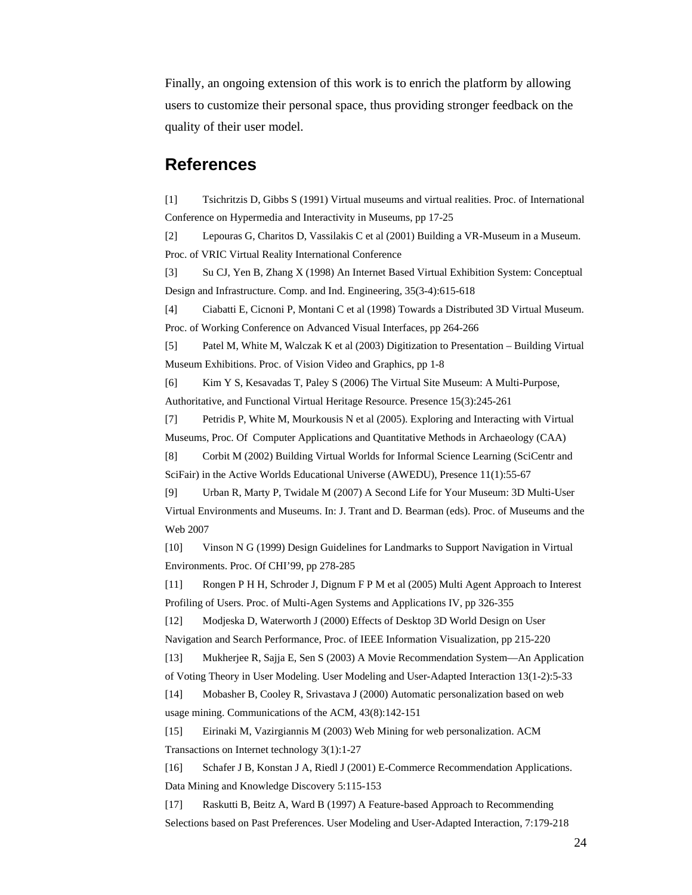Finally, an ongoing extension of this work is to enrich the platform by allowing users to customize their personal space, thus providing stronger feedback on the quality of their user model.

## References

[1] Tsichritzis D, Gibbs S (1991) Virtual museums and virtual realities. Proc. of International Conference on Hypermedia and Interactivity in Museums, pp 17-25

[2] Lepouras G, Charitos D, Vassilakis C et al (2001) Building a VR-Museum in a Museum. Proc. of VRIC Virtual Reality International Conference

[3] Su CJ, Yen B, Zhang X (1998) An Internet Based Virtual Exhibition System: Conceptual Design and Infrastructure. Comp. and Ind. Engineering, 35(3-4):615-618

[4] Ciabatti E, Cicnoni P, Montani C et al (1998) Towards a Distributed 3D Virtual Museum. Proc. of Working Conference on Advanced Visual Interfaces, pp 264-266

[5] Patel M, White M, Walczak K et al (2003) Digitization to Presentation – Building Virtual Museum Exhibitions. Proc. of Vision Video and Graphics, pp 1-8

[6] Kim Y S, Kesavadas T, Paley S (2006) The Virtual Site Museum: A Multi-Purpose, Authoritative, and Functional Virtual Heritage Resource. Presence 15(3):245-261

[7] Petridis P, White M, Mourkousis N et al (2005). Exploring and Interacting with Virtual Museums, Proc. Of Computer Applications and Quantitative Methods in Archaeology (CAA)

[8] Corbit M (2002) Building Virtual Worlds for Informal Science Learning (SciCentr and SciFair) in the Active Worlds Educational Universe (AWEDU), Presence 11(1):55-67

[9] Urban R, Marty P, Twidale M (2007) A Second Life for Your Museum: 3D Multi-User Virtual Environments and Museums. In: J. Trant and D. Bearman (eds). Proc. of Museums and the Web 2007

[10] Vinson N G (1999) Design Guidelines for Landmarks to Support Navigation in Virtual Environments. Proc. Of CHI'99, pp 278-285

[11] Rongen P H H, Schroder J, Dignum F P M et al (2005) Multi Agent Approach to Interest Profiling of Users. Proc. of Multi-Agen Systems and Applications IV, pp 326-355

[12] Modjeska D, Waterworth J (2000) Effects of Desktop 3D World Design on User Navigation and Search Performance, Proc. of IEEE Information Visualization, pp 215-220

[13] Mukherjee R, Sajja E, Sen S (2003) A Movie Recommendation System—An Application of Voting Theory in User Modeling. User Modeling and User-Adapted Interaction 13(1-2):5-33

[14] Mobasher B, Cooley R, Srivastava J (2000) Automatic personalization based on web usage mining. Communications of the ACM, 43(8):142-151

[15] Eirinaki M, Vazirgiannis M (2003) Web Mining for web personalization. ACM Transactions on Internet technology 3(1):1-27

[16] Schafer J B, Konstan J A, Riedl J (2001) E-Commerce Recommendation Applications. Data Mining and Knowledge Discovery 5:115-153

[17] Raskutti B, Beitz A, Ward B (1997) A Feature-based Approach to Recommending Selections based on Past Preferences. User Modeling and User-Adapted Interaction, 7:179-218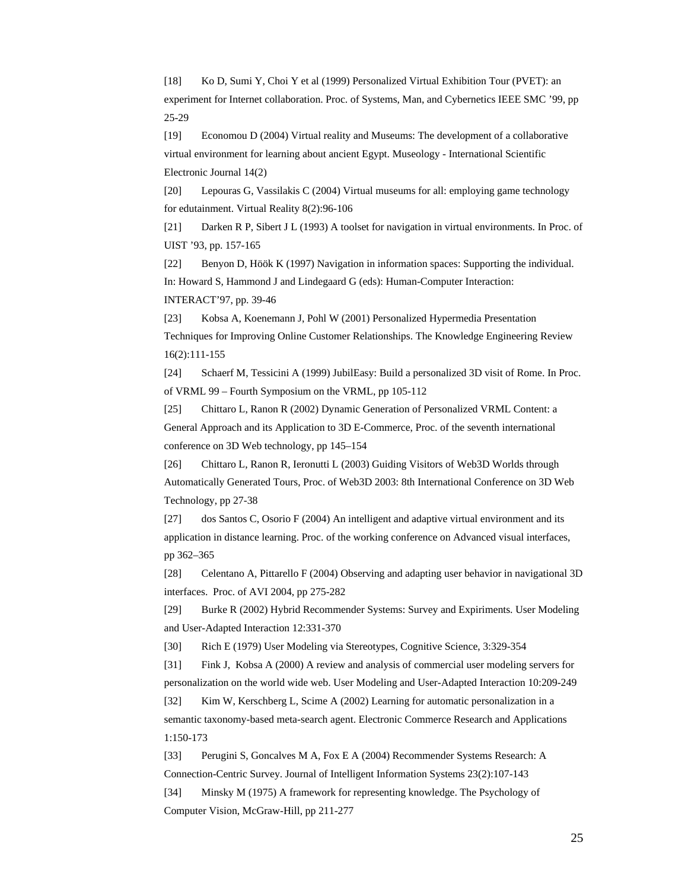[18] Ko D, Sumi Y, Choi Y et al (1999) Personalized Virtual Exhibition Tour (PVET): an experiment for Internet collaboration. Proc. of Systems, Man, and Cybernetics IEEE SMC '99, pp 25-29

[19] Economou D (2004) Virtual reality and Museums: The development of a collaborative virtual environment for learning about ancient Egypt. Museology - International Scientific Electronic Journal 14(2)

[20] Lepouras G, Vassilakis C (2004) Virtual museums for all: employing game technology for edutainment. Virtual Reality 8(2):96-106

[21] Darken R P, Sibert J L (1993) A toolset for navigation in virtual environments. In Proc. of UIST '93, pp. 157-165

[22] Benyon D, Höök K (1997) Navigation in information spaces: Supporting the individual. In: Howard S, Hammond J and Lindegaard G (eds): Human-Computer Interaction: INTERACT'97, pp. 39-46

[23] Kobsa A, Koenemann J, Pohl W (2001) Personalized Hypermedia Presentation Techniques for Improving Online Customer Relationships. The Knowledge Engineering Review 16(2):111-155

[24] Schaerf M, Tessicini A (1999) JubilEasy: Build a personalized 3D visit of Rome. In Proc. of VRML 99 – Fourth Symposium on the VRML, pp 105-112

[25] Chittaro L, Ranon R (2002) Dynamic Generation of Personalized VRML Content: a General Approach and its Application to 3D E-Commerce, Proc. of the seventh international conference on 3D Web technology, pp 145–154

[26] Chittaro L, Ranon R, Ieronutti L (2003) Guiding Visitors of Web3D Worlds through Automatically Generated Tours, Proc. of Web3D 2003: 8th International Conference on 3D Web Technology, pp 27-38

[27] dos Santos C, Osorio F (2004) An intelligent and adaptive virtual environment and its application in distance learning. Proc. of the working conference on Advanced visual interfaces, pp 362–365

[28] Celentano A, Pittarello F (2004) Observing and adapting user behavior in navigational 3D interfaces. Proc. of AVI 2004, pp 275-282

[29] Burke R (2002) Hybrid Recommender Systems: Survey and Expiriments. User Modeling and User-Adapted Interaction 12:331-370

[30] Rich E (1979) User Modeling via Stereotypes, Cognitive Science, 3:329-354

[31] Fink J, Kobsa A (2000) A review and analysis of commercial user modeling servers for personalization on the world wide web. User Modeling and User-Adapted Interaction 10:209-249

[32] Kim W, Kerschberg L, Scime A (2002) Learning for automatic personalization in a semantic taxonomy-based meta-search agent. Electronic Commerce Research and Applications 1:150-173

[33] Perugini S, Goncalves M A, Fox E A (2004) Recommender Systems Research: A Connection-Centric Survey. Journal of Intelligent Information Systems 23(2):107-143

[34] Minsky M (1975) A framework for representing knowledge. The Psychology of Computer Vision, McGraw-Hill, pp 211-277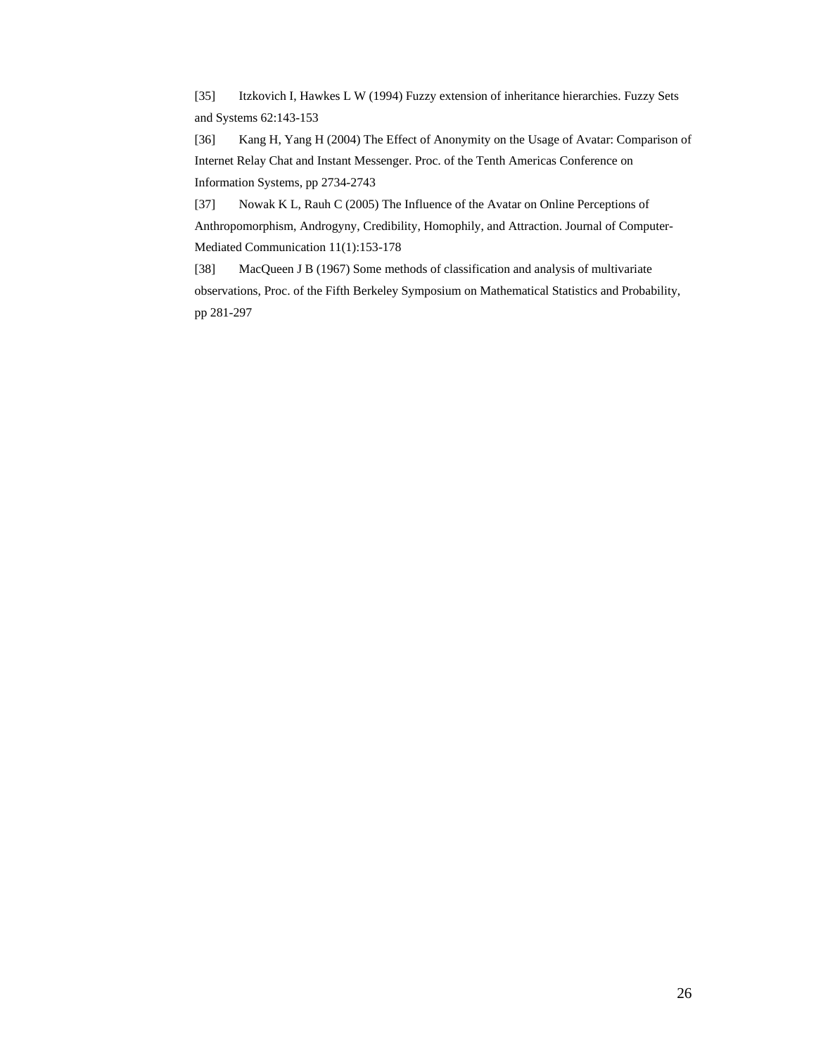[35] Itzkovich I, Hawkes L W (1994) Fuzzy extension of inheritance hierarchies. Fuzzy Sets and Systems 62:143-153

[36] Kang H, Yang H (2004) The Effect of Anonymity on the Usage of Avatar: Comparison of Internet Relay Chat and Instant Messenger. Proc. of the Tenth Americas Conference on Information Systems, pp 2734-2743

[37] Nowak K L, Rauh C (2005) The Influence of the Avatar on Online Perceptions of Anthropomorphism, Androgyny, Credibility, Homophily, and Attraction. Journal of Computer-Mediated Communication 11(1):153-178

[38] MacQueen J B (1967) Some methods of classification and analysis of multivariate observations, Proc. of the Fifth Berkeley Symposium on Mathematical Statistics and Probability, pp 281-297